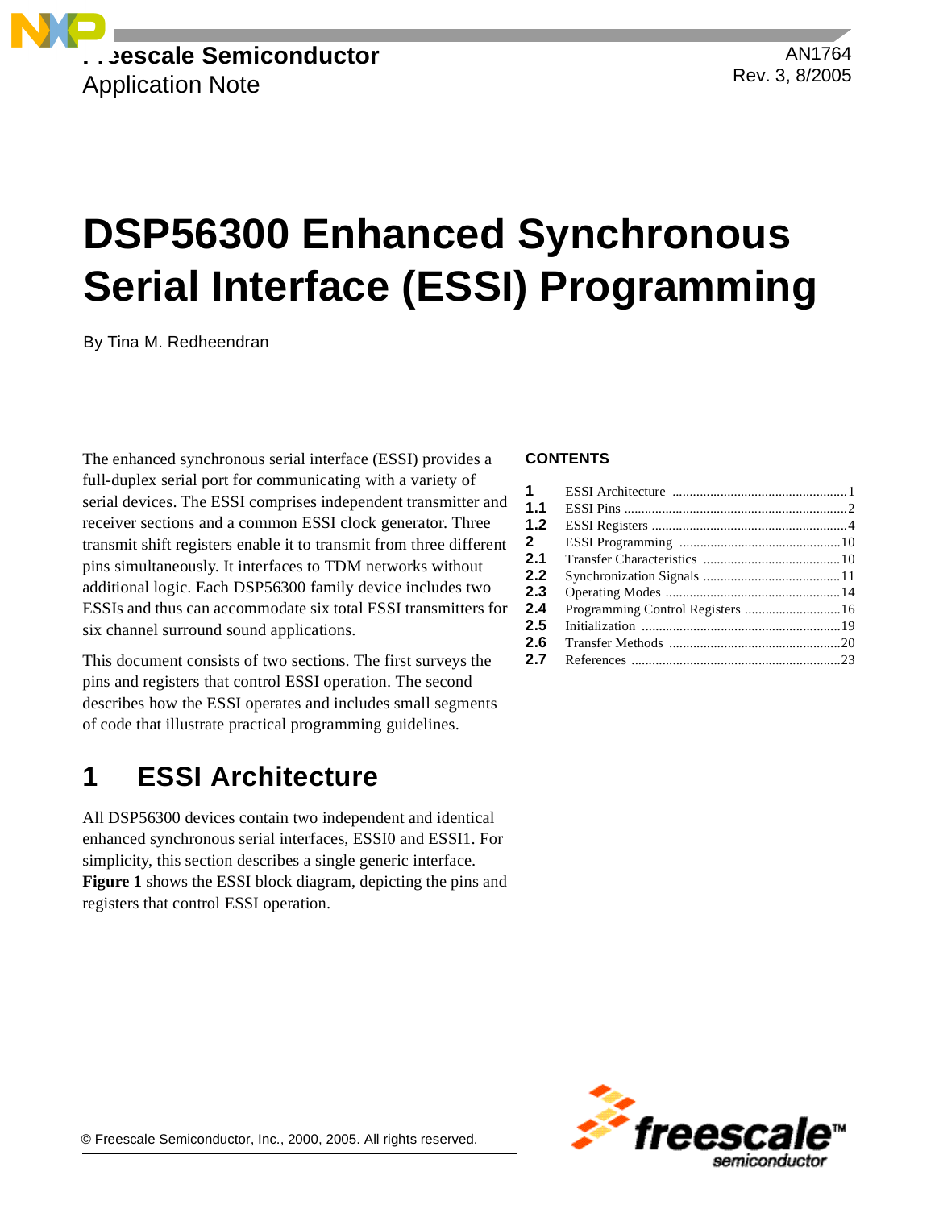Freescale Semiconductor
Application Note

AN1764
Rev. 3, 8/2005

# DSP56300 Enhanced Synchronous Serial Interface (ESSI) Programming

By Tina M. Redheendran

The enhanced synchronous serial interface (ESSI) provides a full-duplex serial port for communicating with a variety of serial devices. The ESSI comprises independent transmitter and receiver sections and a common ESSI clock generator. Three transmit shift registers enable it to transmit from three different pins simultaneously. It interfaces to TDM networks without additional logic. Each DSP56300 family device includes two ESSIs and thus can accommodate six total ESSI transmitters for six channel surround sound applications.

This document consists of two sections. The first surveys the pins and registers that control ESSI operation. The second describes how the ESSI operates and includes small segments of code that illustrate practical programming guidelines.

**CONTENTS**

| | | |
|---|---|---|
| **1** | ESSI Architecture | 1 |
| **1.1** | ESSI Pins | 2 |
| **1.2** | ESSI Registers | 4 |
| **2** | ESSI Programming | 10 |
| **2.1** | Transfer Characteristics | 10 |
| **2.2** | Synchronization Signals | 11 |
| **2.3** | Operating Modes | 14 |
| **2.4** | Programming Control Registers | 16 |
| **2.5** | Initialization | 19 |
| **2.6** | Transfer Methods | 20 |
| **2.7** | References | 23 |

## 1 ESSI Architecture

All DSP56300 devices contain two independent and identical enhanced synchronous serial interfaces, ESSI0 and ESSI1. For simplicity, this section describes a single generic interface. **Figure 1** shows the ESSI block diagram, depicting the pins and registers that control ESSI operation.

© Freescale Semiconductor, Inc., 2000, 2005. All rights reserved.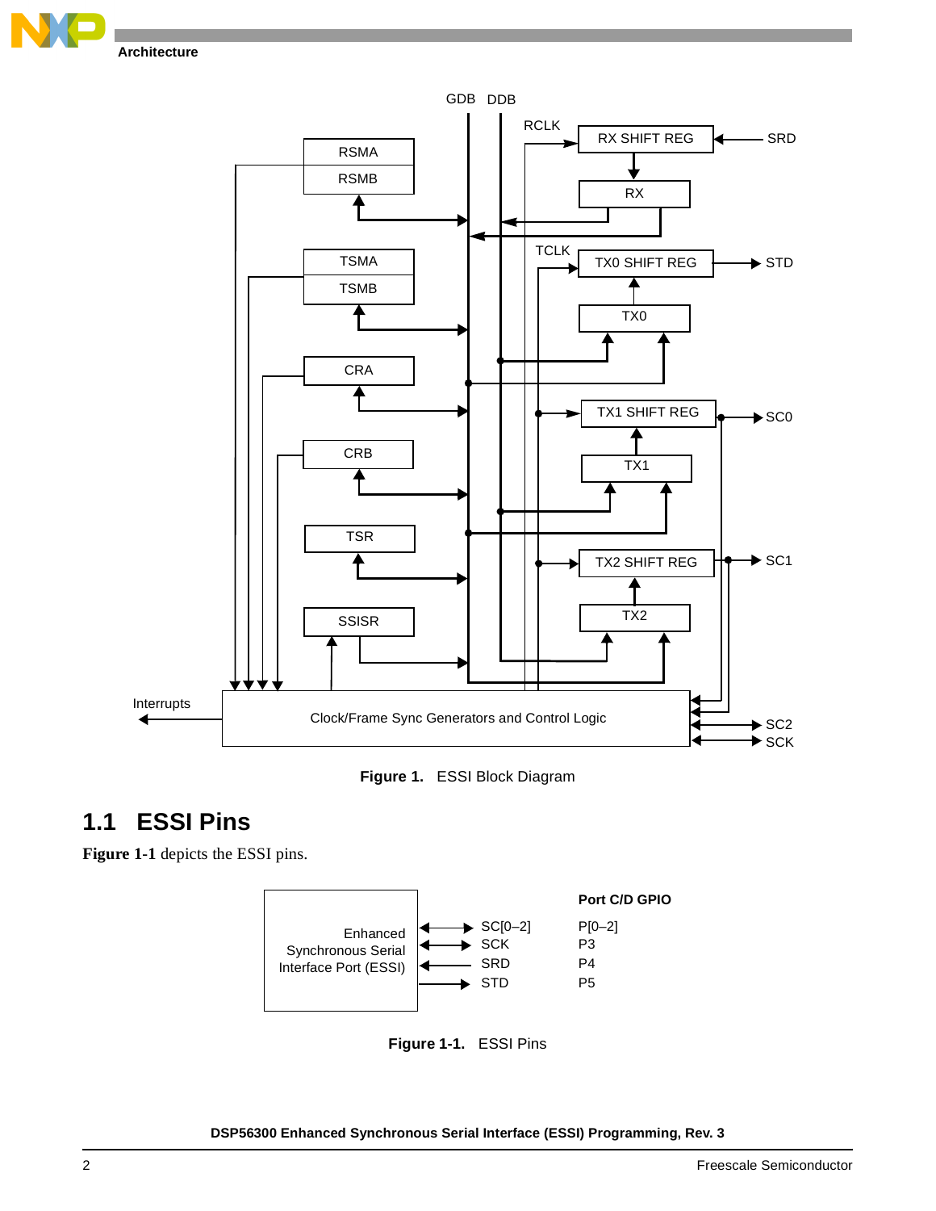Figure 1. ESSI Block Diagram

## 1.1 ESSI Pins

**Figure 1-1** depicts the ESSI pins.

Figure 1-1. ESSI Pins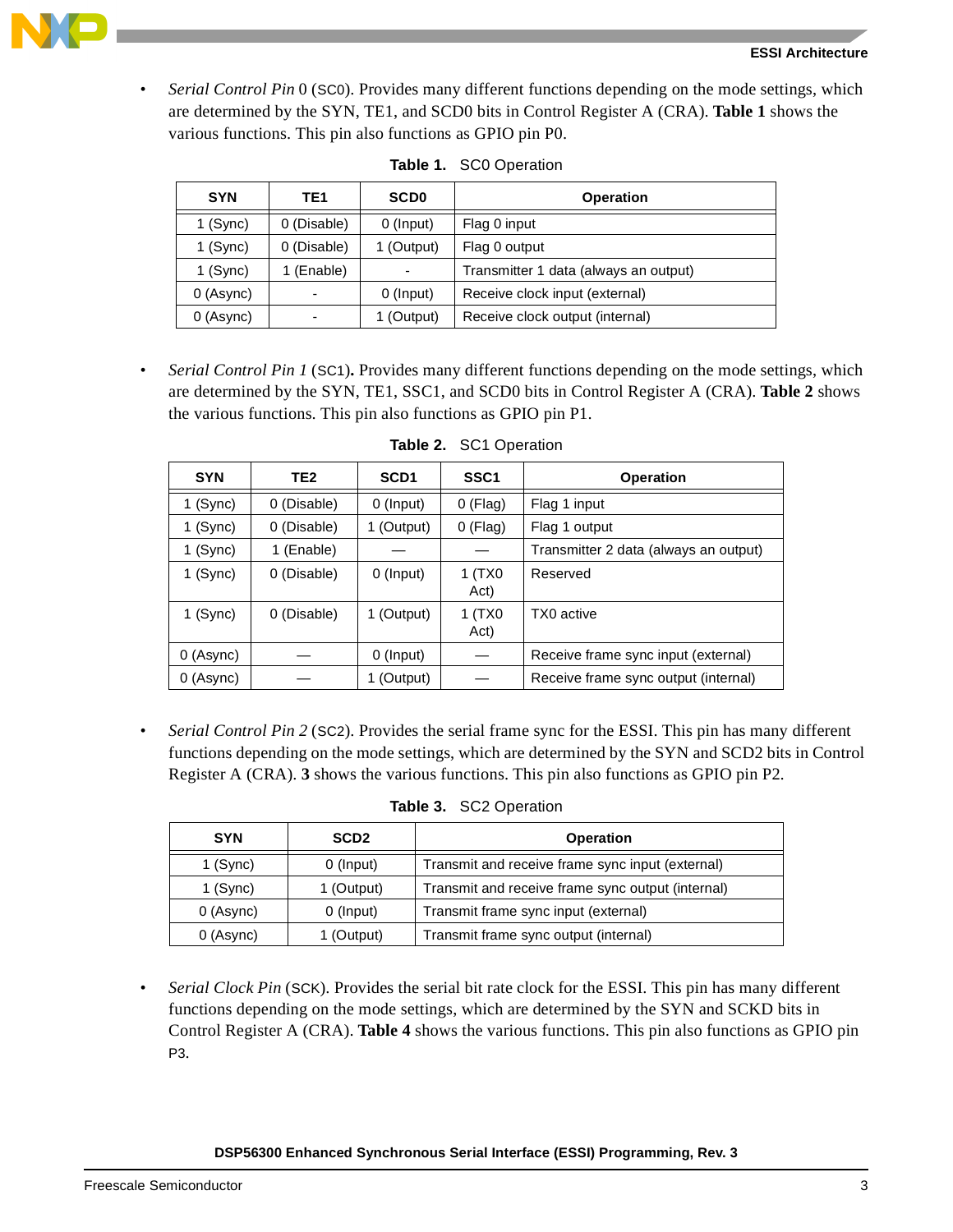- *Serial Control Pin* 0 (SC0). Provides many different functions depending on the mode settings, which are determined by the SYN, TE1, and SCD0 bits in Control Register A (CRA). **Table 1** shows the various functions. This pin also functions as GPIO pin P0.

**Table 1.** SC0 Operation

| SYN | TE1 | SCD0 | Operation |
|---|---|---|---|
| 1 (Sync) | 0 (Disable) | 0 (Input) | Flag 0 input |
| 1 (Sync) | 0 (Disable) | 1 (Output) | Flag 0 output |
| 1 (Sync) | 1 (Enable) | - | Transmitter 1 data (always an output) |
| 0 (Async) | - | 0 (Input) | Receive clock input (external) |
| 0 (Async) | - | 1 (Output) | Receive clock output (internal) |

- *Serial Control Pin 1* (SC1)**.** Provides many different functions depending on the mode settings, which are determined by the SYN, TE1, SSC1, and SCD0 bits in Control Register A (CRA). **Table 2** shows the various functions. This pin also functions as GPIO pin P1.

**Table 2.** SC1 Operation

| SYN | TE2 | SCD1 | SSC1 | Operation |
|---|---|---|---|---|
| 1 (Sync) | 0 (Disable) | 0 (Input) | 0 (Flag) | Flag 1 input |
| 1 (Sync) | 0 (Disable) | 1 (Output) | 0 (Flag) | Flag 1 output |
| 1 (Sync) | 1 (Enable) | — | — | Transmitter 2 data (always an output) |
| 1 (Sync) | 0 (Disable) | 0 (Input) | 1 (TX0 Act) | Reserved |
| 1 (Sync) | 0 (Disable) | 1 (Output) | 1 (TX0 Act) | TX0 active |
| 0 (Async) | — | 0 (Input) | — | Receive frame sync input (external) |
| 0 (Async) | — | 1 (Output) | — | Receive frame sync output (internal) |

- *Serial Control Pin 2* (SC2). Provides the serial frame sync for the ESSI. This pin has many different functions depending on the mode settings, which are determined by the SYN and SCD2 bits in Control Register A (CRA). **3** shows the various functions. This pin also functions as GPIO pin P2.

**Table 3.** SC2 Operation

| SYN | SCD2 | Operation |
|---|---|---|
| 1 (Sync) | 0 (Input) | Transmit and receive frame sync input (external) |
| 1 (Sync) | 1 (Output) | Transmit and receive frame sync output (internal) |
| 0 (Async) | 0 (Input) | Transmit frame sync input (external) |
| 0 (Async) | 1 (Output) | Transmit frame sync output (internal) |

- *Serial Clock Pin* (SCK). Provides the serial bit rate clock for the ESSI. This pin has many different functions depending on the mode settings, which are determined by the SYN and SCKD bits in Control Register A (CRA). **Table 4** shows the various functions. This pin also functions as GPIO pin P3.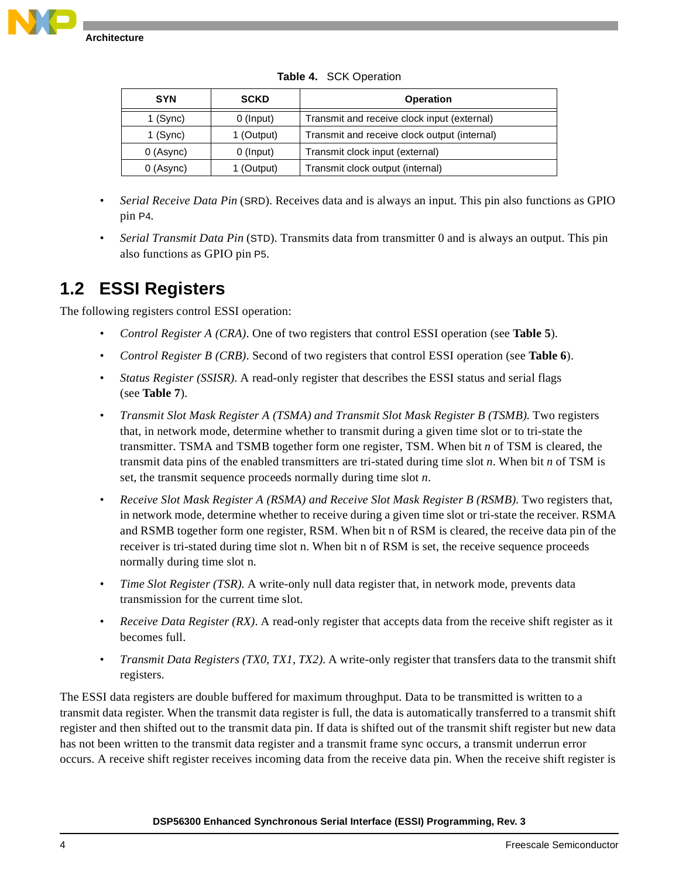**Table 4.** SCK Operation

| SYN | SCKD | Operation |
|---|---|---|
| 1 (Sync) | 0 (Input) | Transmit and receive clock input (external) |
| 1 (Sync) | 1 (Output) | Transmit and receive clock output (internal) |
| 0 (Async) | 0 (Input) | Transmit clock input (external) |
| 0 (Async) | 1 (Output) | Transmit clock output (internal) |

- *Serial Receive Data Pin* (SRD). Receives data and is always an input. This pin also functions as GPIO pin P4.
- *Serial Transmit Data Pin* (STD). Transmits data from transmitter 0 and is always an output. This pin also functions as GPIO pin P5.

## 1.2 ESSI Registers

The following registers control ESSI operation:

- *Control Register A (CRA).* One of two registers that control ESSI operation (see **Table 5**).
- *Control Register B (CRB).* Second of two registers that control ESSI operation (see **Table 6**).
- *Status Register (SSISR).* A read-only register that describes the ESSI status and serial flags (see **Table 7**).
- *Transmit Slot Mask Register A (TSMA) and Transmit Slot Mask Register B (TSMB).* Two registers that, in network mode, determine whether to transmit during a given time slot or to tri-state the transmitter. TSMA and TSMB together form one register, TSM. When bit *n* of TSM is cleared, the transmit data pins of the enabled transmitters are tri-stated during time slot *n*. When bit *n* of TSM is set, the transmit sequence proceeds normally during time slot *n*.
- *Receive Slot Mask Register A (RSMA) and Receive Slot Mask Register B (RSMB).* Two registers that, in network mode, determine whether to receive during a given time slot or tri-state the receiver. RSMA and RSMB together form one register, RSM. When bit n of RSM is cleared, the receive data pin of the receiver is tri-stated during time slot n. When bit n of RSM is set, the receive sequence proceeds normally during time slot n.
- *Time Slot Register (TSR).* A write-only null data register that, in network mode, prevents data transmission for the current time slot.
- *Receive Data Register (RX).* A read-only register that accepts data from the receive shift register as it becomes full.
- *Transmit Data Registers (TX0, TX1, TX2).* A write-only register that transfers data to the transmit shift registers.

The ESSI data registers are double buffered for maximum throughput. Data to be transmitted is written to a transmit data register. When the transmit data register is full, the data is automatically transferred to a transmit shift register and then shifted out to the transmit data pin. If data is shifted out of the transmit shift register but new data has not been written to the transmit data register and a transmit frame sync occurs, a transmit underrun error occurs. A receive shift register receives incoming data from the receive data pin. When the receive shift register is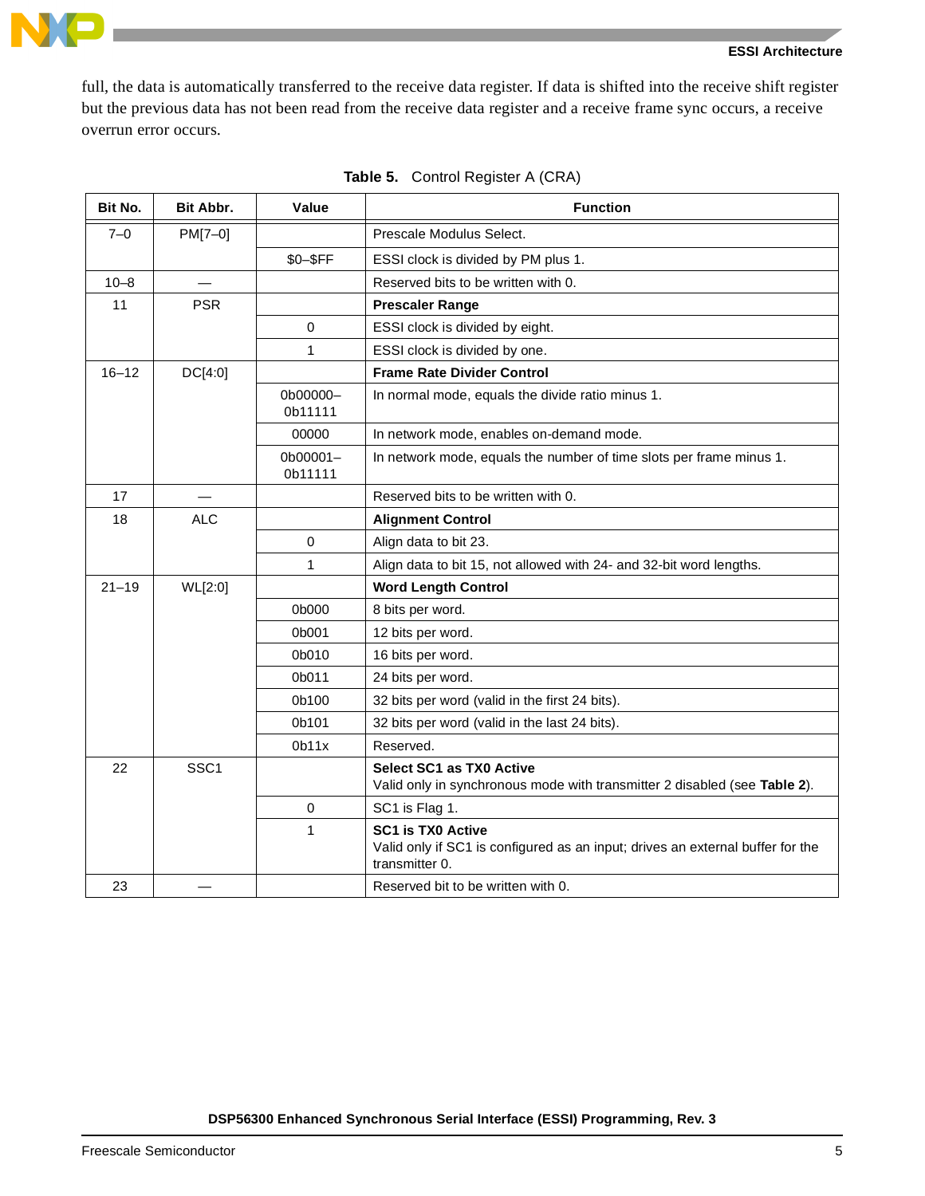full, the data is automatically transferred to the receive data register. If data is shifted into the receive shift register but the previous data has not been read from the receive data register and a receive frame sync occurs, a receive overrun error occurs.

**Table 5.** Control Register A (CRA)

| Bit No. | Bit Abbr. | Value | Function |
|---|---|---|---|
| 7–0 | PM[7–0] | | Prescale Modulus Select. |
| | | $0–$FF | ESSI clock is divided by PM plus 1. |
| 10–8 | — | | Reserved bits to be written with 0. |
| 11 | PSR | | **Prescaler Range** |
| | | 0 | ESSI clock is divided by eight. |
| | | 1 | ESSI clock is divided by one. |
| 16–12 | DC[4:0] | | **Frame Rate Divider Control** |
| | | 0b00000–0b11111 | In normal mode, equals the divide ratio minus 1. |
| | | 00000 | In network mode, enables on-demand mode. |
| | | 0b00001–0b11111 | In network mode, equals the number of time slots per frame minus 1. |
| 17 | — | | Reserved bits to be written with 0. |
| 18 | ALC | | **Alignment Control** |
| | | 0 | Align data to bit 23. |
| | | 1 | Align data to bit 15, not allowed with 24- and 32-bit word lengths. |
| 21–19 | WL[2:0] | | **Word Length Control** |
| | | 0b000 | 8 bits per word. |
| | | 0b001 | 12 bits per word. |
| | | 0b010 | 16 bits per word. |
| | | 0b011 | 24 bits per word. |
| | | 0b100 | 32 bits per word (valid in the first 24 bits). |
| | | 0b101 | 32 bits per word (valid in the last 24 bits). |
| | | 0b11x | Reserved. |
| 22 | SSC1 | | **Select SC1 as TX0 Active** Valid only in synchronous mode with transmitter 2 disabled (see **Table 2**). |
| | | 0 | SC1 is Flag 1. |
| | | 1 | **SC1 is TX0 Active** Valid only if SC1 is configured as an input; drives an external buffer for the transmitter 0. |
| 23 | — | | Reserved bit to be written with 0. |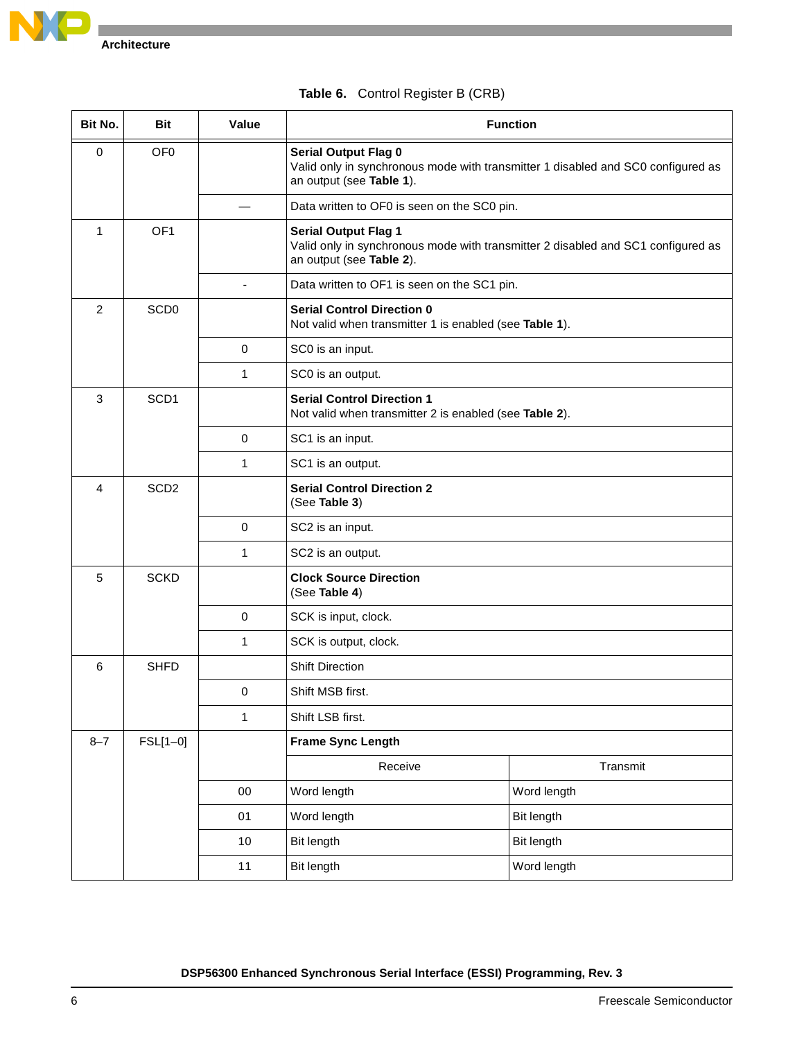**Table 6.** Control Register B (CRB)

| Bit No. | Bit | Value | Function | |
|---|---|---|---|---|
| 0 | OF0 | | **Serial Output Flag 0** Valid only in synchronous mode with transmitter 1 disabled and SC0 configured as an output (see **Table 1**). | |
| | | — | Data written to OF0 is seen on the SC0 pin. | |
| 1 | OF1 | | **Serial Output Flag 1** Valid only in synchronous mode with transmitter 2 disabled and SC1 configured as an output (see **Table 2**). | |
| | | - | Data written to OF1 is seen on the SC1 pin. | |
| 2 | SCD0 | | **Serial Control Direction 0** Not valid when transmitter 1 is enabled (see **Table 1**). | |
| | | 0 | SC0 is an input. | |
| | | 1 | SC0 is an output. | |
| 3 | SCD1 | | **Serial Control Direction 1** Not valid when transmitter 2 is enabled (see **Table 2**). | |
| | | 0 | SC1 is an input. | |
| | | 1 | SC1 is an output. | |
| 4 | SCD2 | | **Serial Control Direction 2** (See **Table 3**) | |
| | | 0 | SC2 is an input. | |
| | | 1 | SC2 is an output. | |
| 5 | SCKD | | **Clock Source Direction** (See **Table 4**) | |
| | | 0 | SCK is input, clock. | |
| | | 1 | SCK is output, clock. | |
| 6 | SHFD | | Shift Direction | |
| | | 0 | Shift MSB first. | |
| | | 1 | Shift LSB first. | |
| 8–7 | FSL[1–0] | | **Frame Sync Length** | |
| | | | Receive | Transmit |
| | | 00 | Word length | Word length |
| | | 01 | Word length | Bit length |
| | | 10 | Bit length | Bit length |
| | | 11 | Bit length | Word length |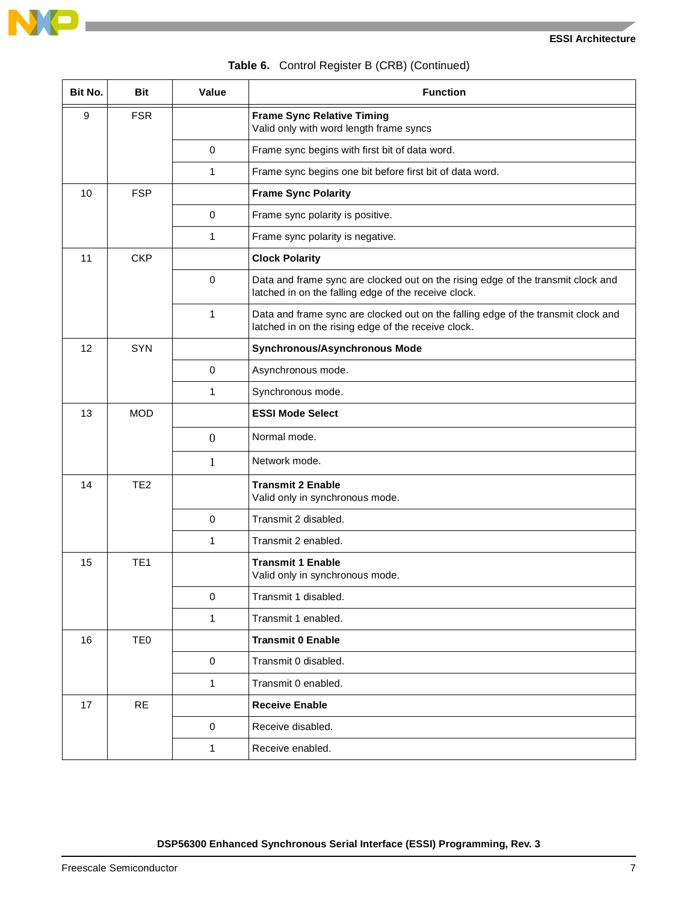**Table 6.** Control Register B (CRB) (Continued)

| Bit No. | Bit | Value | Function |
|---|---|---|---|
| 9 | FSR | | **Frame Sync Relative Timing** Valid only with word length frame syncs |
| | | 0 | Frame sync begins with first bit of data word. |
| | | 1 | Frame sync begins one bit before first bit of data word. |
| 10 | FSP | | **Frame Sync Polarity** |
| | | 0 | Frame sync polarity is positive. |
| | | 1 | Frame sync polarity is negative. |
| 11 | CKP | | **Clock Polarity** |
| | | 0 | Data and frame sync are clocked out on the rising edge of the transmit clock and latched in on the falling edge of the receive clock. |
| | | 1 | Data and frame sync are clocked out on the falling edge of the transmit clock and latched in on the rising edge of the receive clock. |
| 12 | SYN | | **Synchronous/Asynchronous Mode** |
| | | 0 | Asynchronous mode. |
| | | 1 | Synchronous mode. |
| 13 | MOD | | **ESSI Mode Select** |
| | | 0 | Normal mode. |
| | | 1 | Network mode. |
| 14 | TE2 | | **Transmit 2 Enable** Valid only in synchronous mode. |
| | | 0 | Transmit 2 disabled. |
| | | 1 | Transmit 2 enabled. |
| 15 | TE1 | | **Transmit 1 Enable** Valid only in synchronous mode. |
| | | 0 | Transmit 1 disabled. |
| | | 1 | Transmit 1 enabled. |
| 16 | TE0 | | **Transmit 0 Enable** |
| | | 0 | Transmit 0 disabled. |
| | | 1 | Transmit 0 enabled. |
| 17 | RE | | **Receive Enable** |
| | | 0 | Receive disabled. |
| | | 1 | Receive enabled. |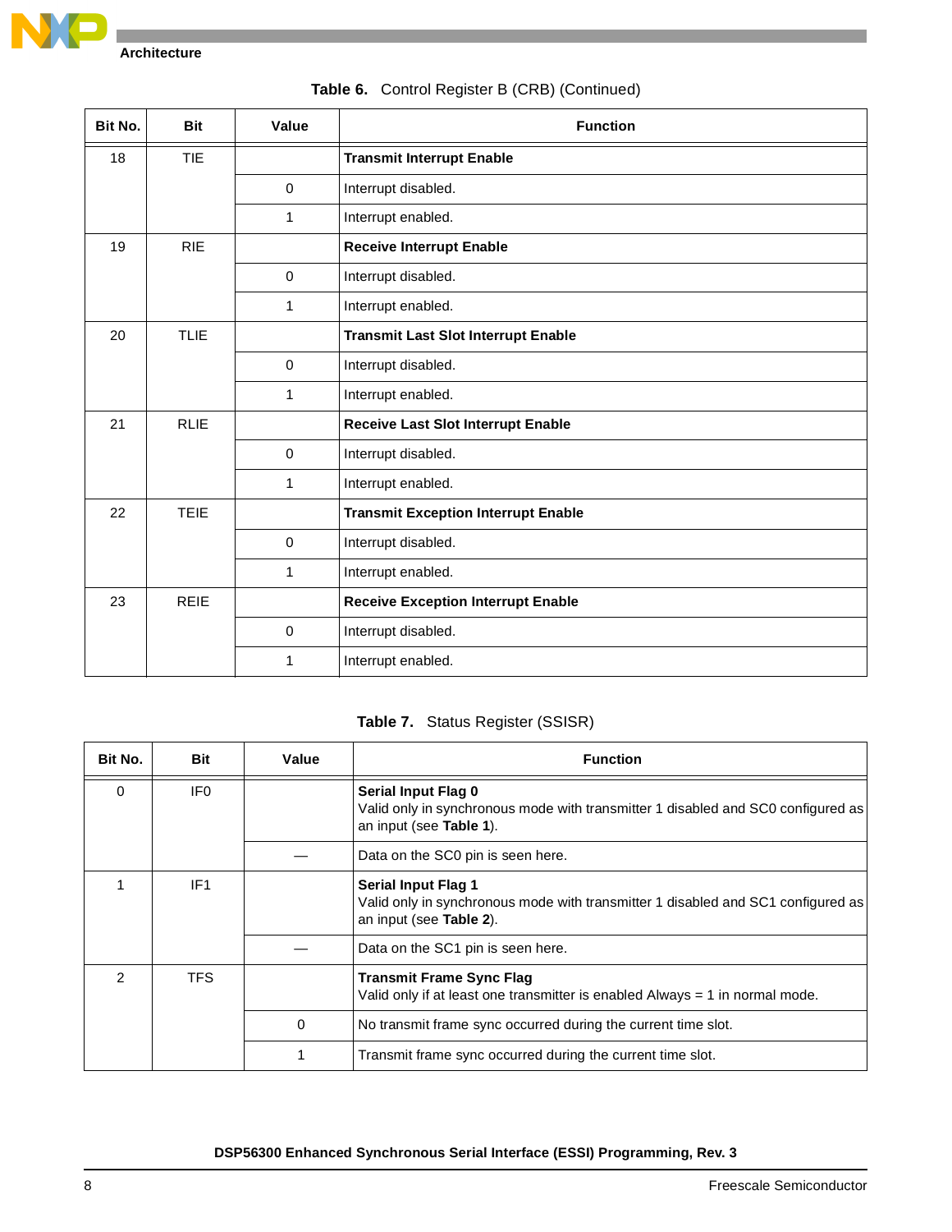**Table 6.** Control Register B (CRB) (Continued)

| Bit No. | Bit | Value | Function |
|---|---|---|---|
| 18 | TIE | | **Transmit Interrupt Enable** |
| | | 0 | Interrupt disabled. |
| | | 1 | Interrupt enabled. |
| 19 | RIE | | **Receive Interrupt Enable** |
| | | 0 | Interrupt disabled. |
| | | 1 | Interrupt enabled. |
| 20 | TLIE | | **Transmit Last Slot Interrupt Enable** |
| | | 0 | Interrupt disabled. |
| | | 1 | Interrupt enabled. |
| 21 | RLIE | | **Receive Last Slot Interrupt Enable** |
| | | 0 | Interrupt disabled. |
| | | 1 | Interrupt enabled. |
| 22 | TEIE | | **Transmit Exception Interrupt Enable** |
| | | 0 | Interrupt disabled. |
| | | 1 | Interrupt enabled. |
| 23 | REIE | | **Receive Exception Interrupt Enable** |
| | | 0 | Interrupt disabled. |
| | | 1 | Interrupt enabled. |

**Table 7.** Status Register (SSISR)

| Bit No. | Bit | Value | Function |
|---|---|---|---|
| 0 | IF0 | | **Serial Input Flag 0** Valid only in synchronous mode with transmitter 1 disabled and SC0 configured as an input (see **Table 1**). |
| | | — | Data on the SC0 pin is seen here. |
| 1 | IF1 | | **Serial Input Flag 1** Valid only in synchronous mode with transmitter 1 disabled and SC1 configured as an input (see **Table 2**). |
| | | — | Data on the SC1 pin is seen here. |
| 2 | TFS | | **Transmit Frame Sync Flag** Valid only if at least one transmitter is enabled Always = 1 in normal mode. |
| | | 0 | No transmit frame sync occurred during the current time slot. |
| | | 1 | Transmit frame sync occurred during the current time slot. |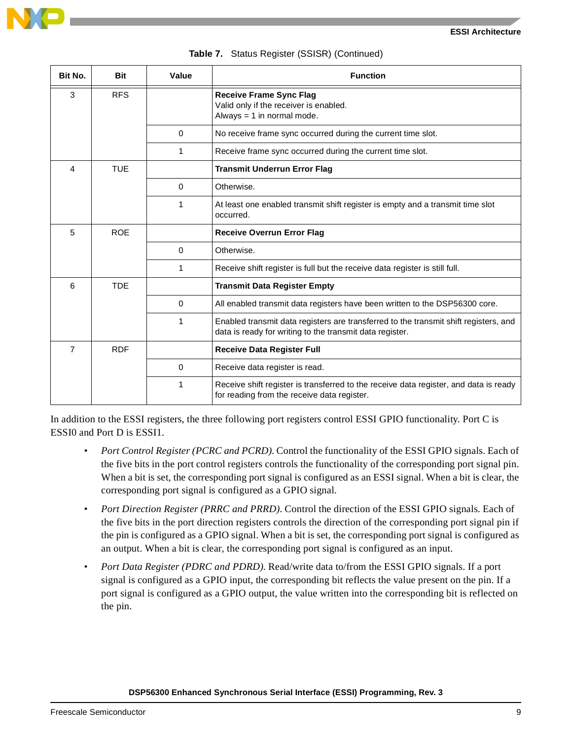**Table 7.** Status Register (SSISR) (Continued)

| Bit No. | Bit | Value | Function |
|---|---|---|---|
| 3 | RFS | | **Receive Frame Sync Flag**<br>Valid only if the receiver is enabled.<br>Always = 1 in normal mode. |
| | | 0 | No receive frame sync occurred during the current time slot. |
| | | 1 | Receive frame sync occurred during the current time slot. |
| 4 | TUE | | **Transmit Underrun Error Flag** |
| | | 0 | Otherwise. |
| | | 1 | At least one enabled transmit shift register is empty and a transmit time slot occurred. |
| 5 | ROE | | **Receive Overrun Error Flag** |
| | | 0 | Otherwise. |
| | | 1 | Receive shift register is full but the receive data register is still full. |
| 6 | TDE | | **Transmit Data Register Empty** |
| | | 0 | All enabled transmit data registers have been written to the DSP56300 core. |
| | | 1 | Enabled transmit data registers are transferred to the transmit shift registers, and data is ready for writing to the transmit data register. |
| 7 | RDF | | **Receive Data Register Full** |
| | | 0 | Receive data register is read. |
| | | 1 | Receive shift register is transferred to the receive data register, and data is ready for reading from the receive data register. |

In addition to the ESSI registers, the three following port registers control ESSI GPIO functionality. Port C is ESSI0 and Port D is ESSI1.

- *Port Control Register (PCRC and PCRD)*. Control the functionality of the ESSI GPIO signals. Each of the five bits in the port control registers controls the functionality of the corresponding port signal pin. When a bit is set, the corresponding port signal is configured as an ESSI signal. When a bit is clear, the corresponding port signal is configured as a GPIO signal.
- *Port Direction Register (PRRC and PRRD)*. Control the direction of the ESSI GPIO signals. Each of the five bits in the port direction registers controls the direction of the corresponding port signal pin if the pin is configured as a GPIO signal. When a bit is set, the corresponding port signal is configured as an output. When a bit is clear, the corresponding port signal is configured as an input.
- *Port Data Register (PDRC and PDRD).* Read/write data to/from the ESSI GPIO signals. If a port signal is configured as a GPIO input, the corresponding bit reflects the value present on the pin. If a port signal is configured as a GPIO output, the value written into the corresponding bit is reflected on the pin.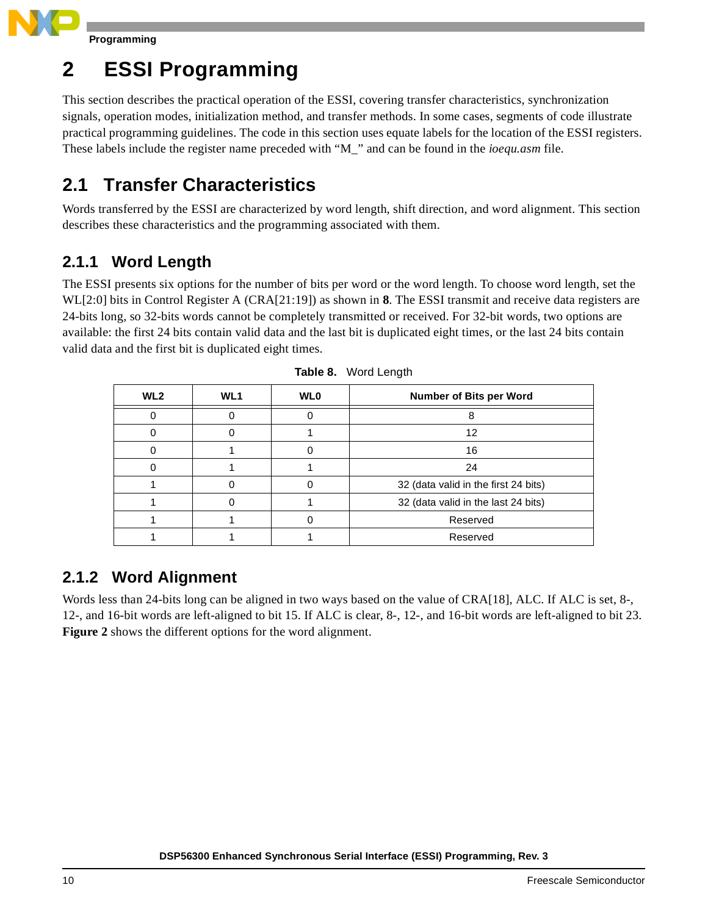# 2 ESSI Programming

This section describes the practical operation of the ESSI, covering transfer characteristics, synchronization signals, operation modes, initialization method, and transfer methods. In some cases, segments of code illustrate practical programming guidelines. The code in this section uses equate labels for the location of the ESSI registers. These labels include the register name preceded with "M_" and can be found in the *ioequ.asm* file.

## 2.1 Transfer Characteristics

Words transferred by the ESSI are characterized by word length, shift direction, and word alignment. This section describes these characteristics and the programming associated with them.

### 2.1.1 Word Length

The ESSI presents six options for the number of bits per word or the word length. To choose word length, set the WL[2:0] bits in Control Register A (CRA[21:19]) as shown in **8**. The ESSI transmit and receive data registers are 24-bits long, so 32-bits words cannot be completely transmitted or received. For 32-bit words, two options are available: the first 24 bits contain valid data and the last bit is duplicated eight times, or the last 24 bits contain valid data and the first bit is duplicated eight times.

**Table 8.** Word Length

| WL2 | WL1 | WL0 | Number of Bits per Word |
|---|---|---|---|
| 0 | 0 | 0 | 8 |
| 0 | 0 | 1 | 12 |
| 0 | 1 | 0 | 16 |
| 0 | 1 | 1 | 24 |
| 1 | 0 | 0 | 32 (data valid in the first 24 bits) |
| 1 | 0 | 1 | 32 (data valid in the last 24 bits) |
| 1 | 1 | 0 | Reserved |
| 1 | 1 | 1 | Reserved |

### 2.1.2 Word Alignment

Words less than 24-bits long can be aligned in two ways based on the value of CRA[18], ALC. If ALC is set, 8-, 12-, and 16-bit words are left-aligned to bit 15. If ALC is clear, 8-, 12-, and 16-bit words are left-aligned to bit 23. **Figure 2** shows the different options for the word alignment.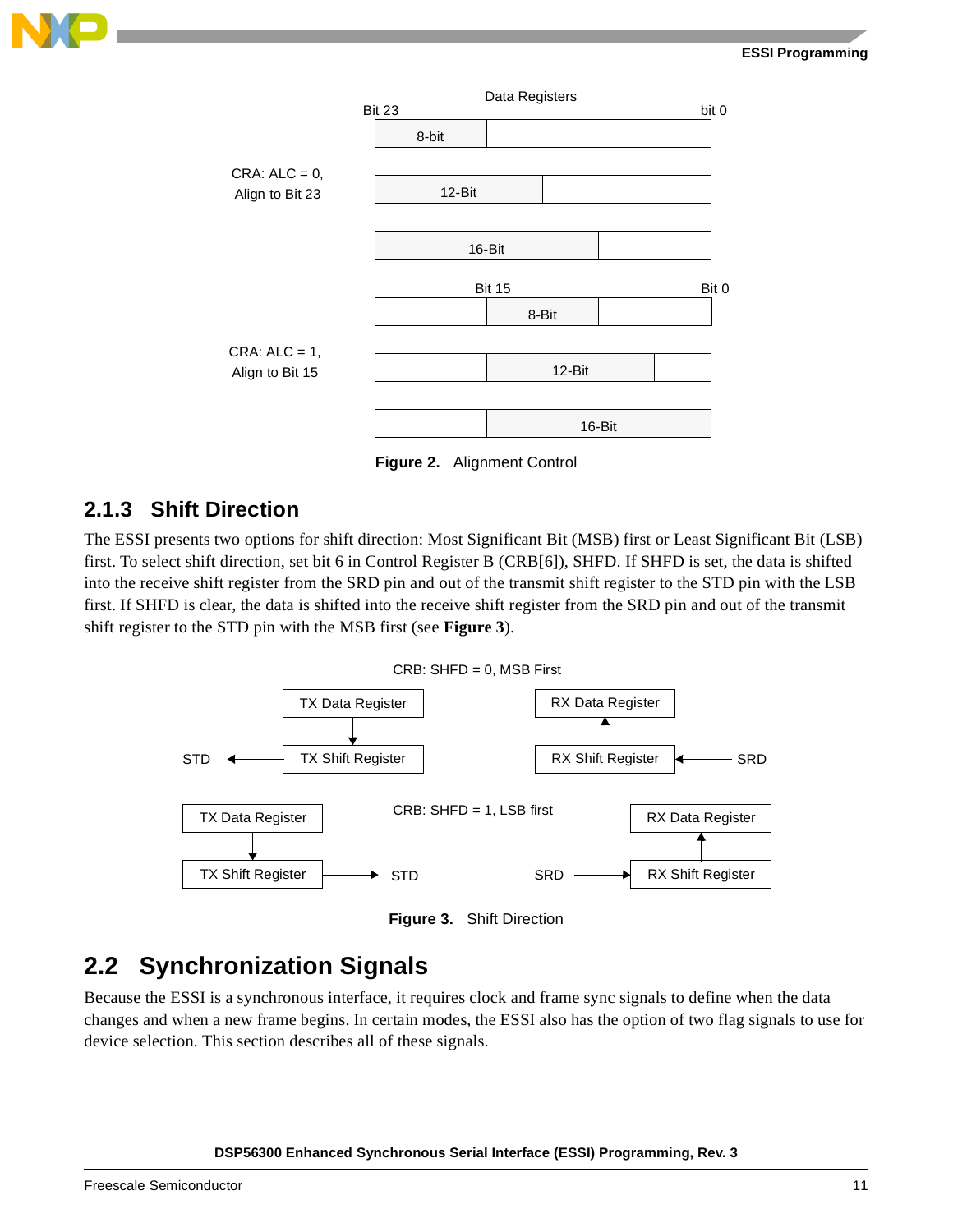Figure 2. Alignment Control

### 2.1.3 Shift Direction

The ESSI presents two options for shift direction: Most Significant Bit (MSB) first or Least Significant Bit (LSB) first. To select shift direction, set bit 6 in Control Register B (CRB[6]), SHFD. If SHFD is set, the data is shifted into the receive shift register from the SRD pin and out of the transmit shift register to the STD pin with the LSB first. If SHFD is clear, the data is shifted into the receive shift register from the SRD pin and out of the transmit shift register to the STD pin with the MSB first (see **Figure 3**).

Figure 3. Shift Direction

## 2.2 Synchronization Signals

Because the ESSI is a synchronous interface, it requires clock and frame sync signals to define when the data changes and when a new frame begins. In certain modes, the ESSI also has the option of two flag signals to use for device selection. This section describes all of these signals.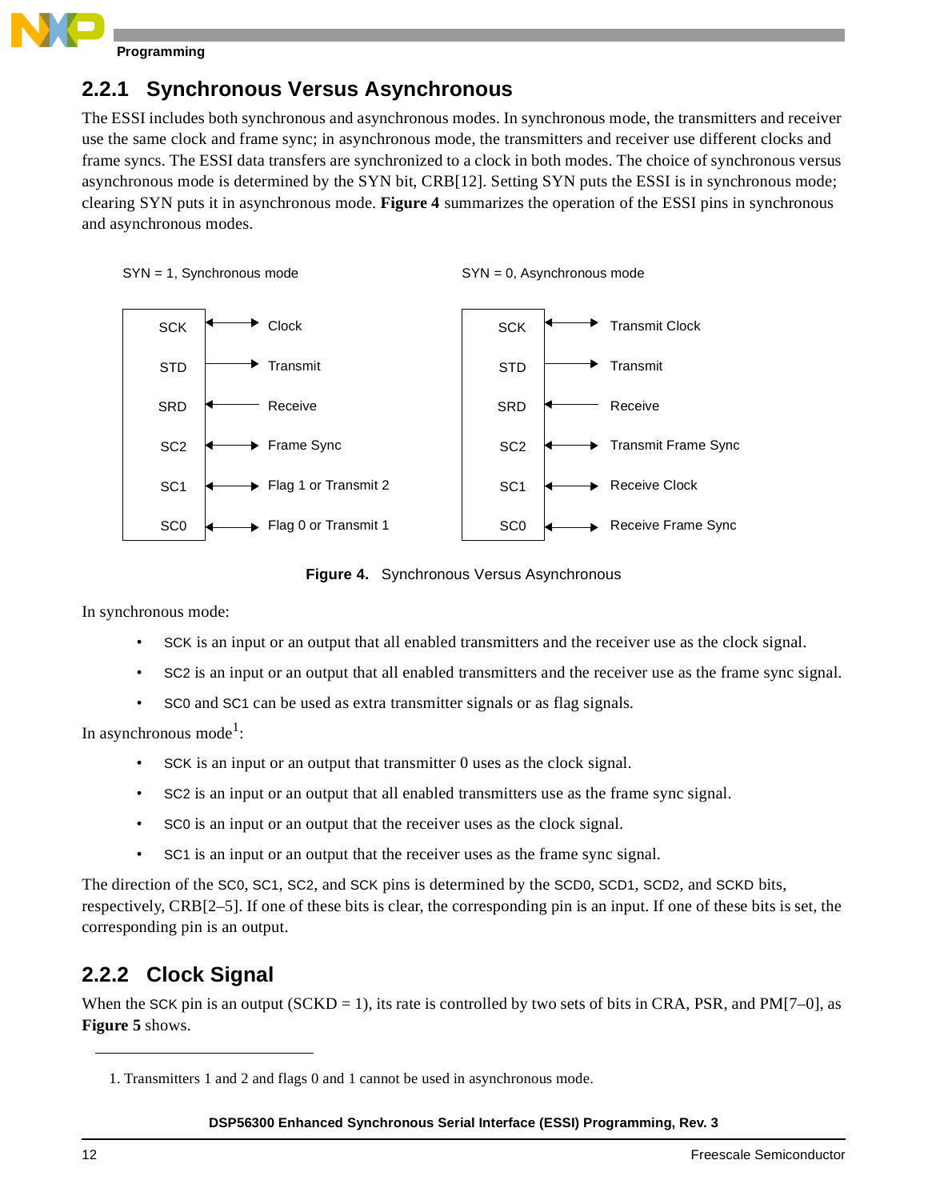## 2.2.1 Synchronous Versus Asynchronous

The ESSI includes both synchronous and asynchronous modes. In synchronous mode, the transmitters and receiver use the same clock and frame sync; in asynchronous mode, the transmitters and receiver use different clocks and frame syncs. The ESSI data transfers are synchronized to a clock in both modes. The choice of synchronous versus asynchronous mode is determined by the SYN bit, CRB[12]. Setting SYN puts the ESSI is in synchronous mode; clearing SYN puts it in asynchronous mode. **Figure 4** summarizes the operation of the ESSI pins in synchronous and asynchronous modes.

SYN = 1, Synchronous mode

| Pin | Direction | Function |
|---|---|---|
| SCK | ↔ | Clock |
| STD | → | Transmit |
| SRD | ← | Receive |
| SC2 | ↔ | Frame Sync |
| SC1 | ↔ | Flag 1 or Transmit 2 |
| SC0 | ↔ | Flag 0 or Transmit 1 |

SYN = 0, Asynchronous mode

| Pin | Direction | Function |
|---|---|---|
| SCK | ↔ | Transmit Clock |
| STD | → | Transmit |
| SRD | ← | Receive |
| SC2 | ↔ | Transmit Frame Sync |
| SC1 | ↔ | Receive Clock |
| SC0 | ↔ | Receive Frame Sync |

**Figure 4.** Synchronous Versus Asynchronous

In synchronous mode:

- SCK is an input or an output that all enabled transmitters and the receiver use as the clock signal.
- SC2 is an input or an output that all enabled transmitters and the receiver use as the frame sync signal.
- SC0 and SC1 can be used as extra transmitter signals or as flag signals.

In asynchronous mode[1]:

- SCK is an input or an output that transmitter 0 uses as the clock signal.
- SC2 is an input or an output that all enabled transmitters use as the frame sync signal.
- SC0 is an input or an output that the receiver uses as the clock signal.
- SC1 is an input or an output that the receiver uses as the frame sync signal.

The direction of the SC0, SC1, SC2, and SCK pins is determined by the SCD0, SCD1, SCD2, and SCKD bits, respectively, CRB[2–5]. If one of these bits is clear, the corresponding pin is an input. If one of these bits is set, the corresponding pin is an output.

## 2.2.2 Clock Signal

When the SCK pin is an output (SCKD = 1), its rate is controlled by two sets of bits in CRA, PSR, and PM[7–0], as **Figure 5** shows.

1. Transmitters 1 and 2 and flags 0 and 1 cannot be used in asynchronous mode.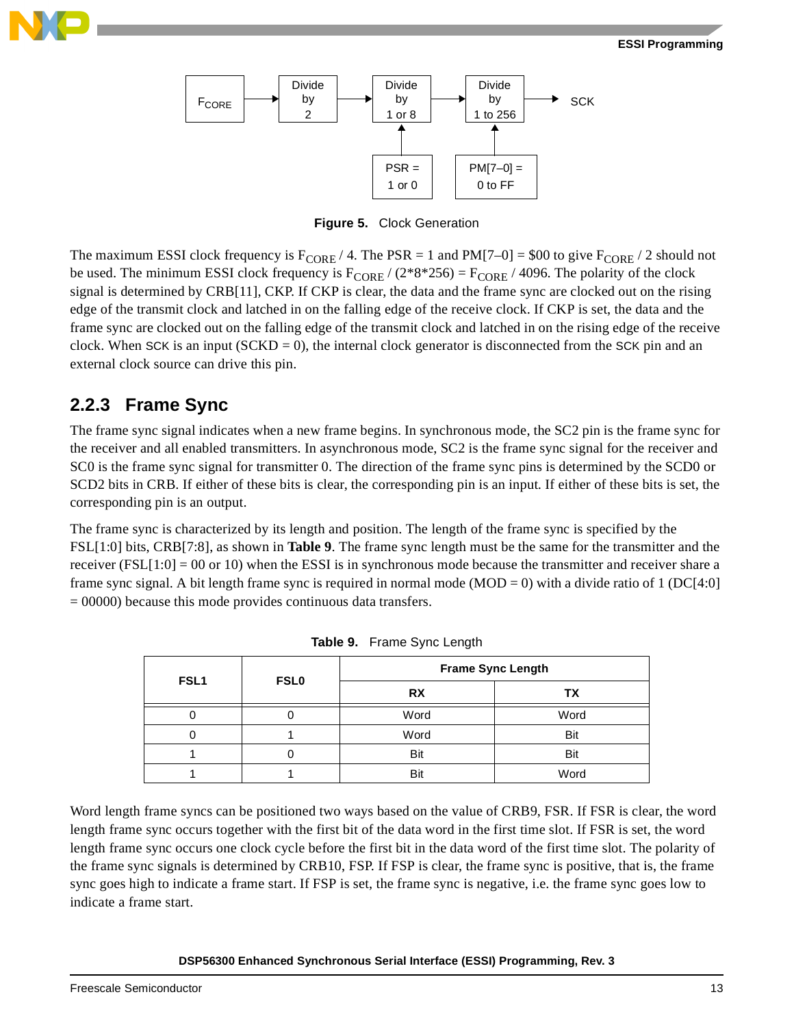Figure 5. Clock Generation

The maximum ESSI clock frequency is $F_{CORE}$ / 4. The PSR = 1 and PM[7–0] = $00 to give $F_{CORE}$ / 2 should not be used. The minimum ESSI clock frequency is $F_{CORE}$ / (2*8*256) = $F_{CORE}$ / 4096. The polarity of the clock signal is determined by CRB[11], CKP. If CKP is clear, the data and the frame sync are clocked out on the rising edge of the transmit clock and latched in on the falling edge of the receive clock. If CKP is set, the data and the frame sync are clocked out on the falling edge of the transmit clock and latched in on the rising edge of the receive clock. When SCK is an input (SCKD = 0), the internal clock generator is disconnected from the SCK pin and an external clock source can drive this pin.

### 2.2.3 Frame Sync

The frame sync signal indicates when a new frame begins. In synchronous mode, the SC2 pin is the frame sync for the receiver and all enabled transmitters. In asynchronous mode, SC2 is the frame sync signal for the receiver and SC0 is the frame sync signal for transmitter 0. The direction of the frame sync pins is determined by the SCD0 or SCD2 bits in CRB. If either of these bits is clear, the corresponding pin is an input. If either of these bits is set, the corresponding pin is an output.

The frame sync is characterized by its length and position. The length of the frame sync is specified by the FSL[1:0] bits, CRB[7:8], as shown in **Table 9**. The frame sync length must be the same for the transmitter and the receiver (FSL[1:0] = 00 or 10) when the ESSI is in synchronous mode because the transmitter and receiver share a frame sync signal. A bit length frame sync is required in normal mode (MOD = 0) with a divide ratio of 1 (DC[4:0] = 00000) because this mode provides continuous data transfers.

**Table 9.** Frame Sync Length

| FSL1 | FSL0 | Frame Sync Length | |
|---|---|---|---|
| | | RX | TX |
| 0 | 0 | Word | Word |
| 0 | 1 | Word | Bit |
| 1 | 0 | Bit | Bit |
| 1 | 1 | Bit | Word |

Word length frame syncs can be positioned two ways based on the value of CRB9, FSR. If FSR is clear, the word length frame sync occurs together with the first bit of the data word in the first time slot. If FSR is set, the word length frame sync occurs one clock cycle before the first bit in the data word of the first time slot. The polarity of the frame sync signals is determined by CRB10, FSP. If FSP is clear, the frame sync is positive, that is, the frame sync goes high to indicate a frame start. If FSP is set, the frame sync is negative, i.e. the frame sync goes low to indicate a frame start.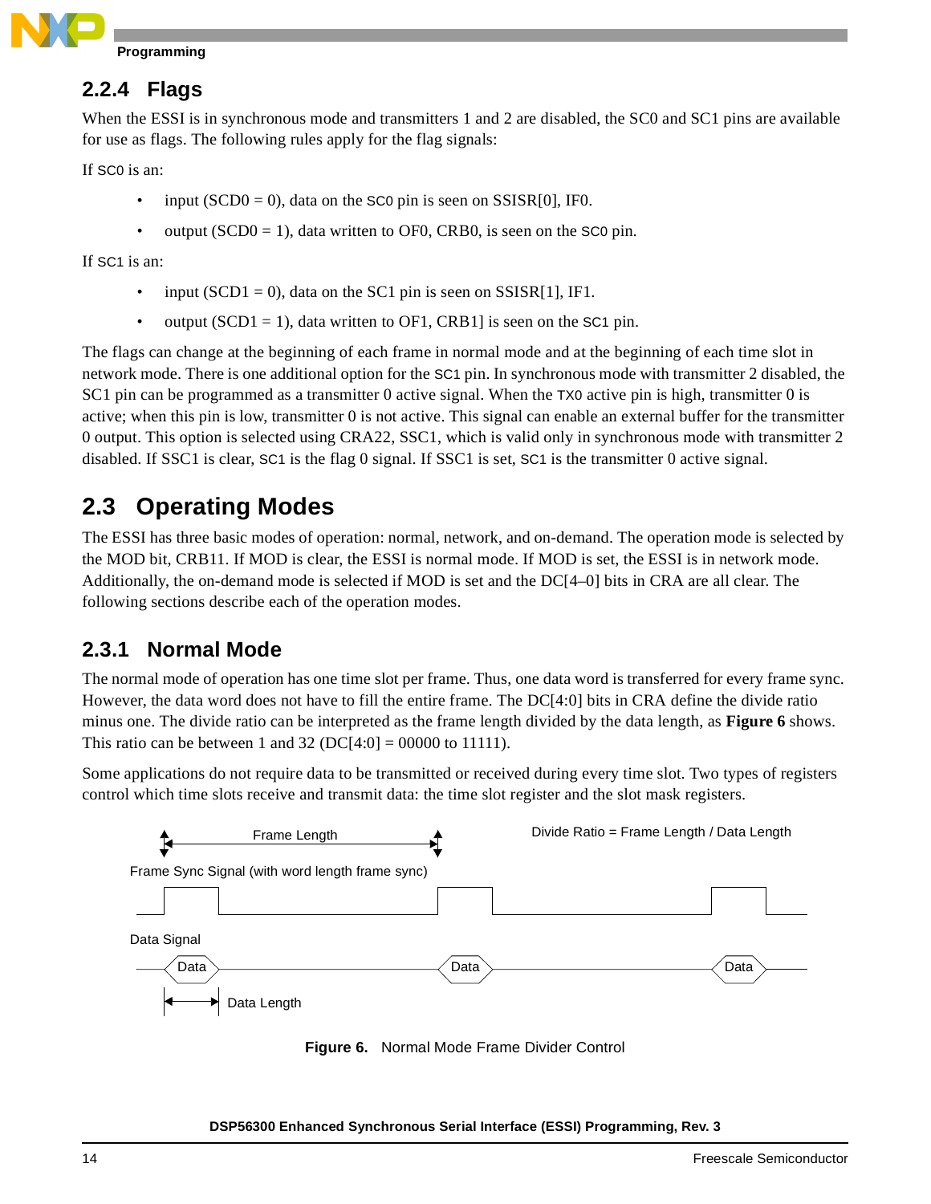### 2.2.4 Flags

When the ESSI is in synchronous mode and transmitters 1 and 2 are disabled, the SC0 and SC1 pins are available for use as flags. The following rules apply for the flag signals:

If SC0 is an:

- input (SCD0 = 0), data on the SC0 pin is seen on SSISR[0], IF0.
- output (SCD0 = 1), data written to OF0, CRB0, is seen on the SC0 pin.

If SC1 is an:

- input (SCD1 = 0), data on the SC1 pin is seen on SSISR[1], IF1.
- output (SCD1 = 1), data written to OF1, CRB1] is seen on the SC1 pin.

The flags can change at the beginning of each frame in normal mode and at the beginning of each time slot in network mode. There is one additional option for the SC1 pin. In synchronous mode with transmitter 2 disabled, the SC1 pin can be programmed as a transmitter 0 active signal. When the TX0 active pin is high, transmitter 0 is active; when this pin is low, transmitter 0 is not active. This signal can enable an external buffer for the transmitter 0 output. This option is selected using CRA22, SSC1, which is valid only in synchronous mode with transmitter 2 disabled. If SSC1 is clear, SC1 is the flag 0 signal. If SSC1 is set, SC1 is the transmitter 0 active signal.

## 2.3 Operating Modes

The ESSI has three basic modes of operation: normal, network, and on-demand. The operation mode is selected by the MOD bit, CRB11. If MOD is clear, the ESSI is normal mode. If MOD is set, the ESSI is in network mode. Additionally, the on-demand mode is selected if MOD is set and the DC[4–0] bits in CRA are all clear. The following sections describe each of the operation modes.

### 2.3.1 Normal Mode

The normal mode of operation has one time slot per frame. Thus, one data word is transferred for every frame sync. However, the data word does not have to fill the entire frame. The DC[4:0] bits in CRA define the divide ratio minus one. The divide ratio can be interpreted as the frame length divided by the data length, as **Figure 6** shows. This ratio can be between 1 and 32 (DC[4:0] = 00000 to 11111).

Some applications do not require data to be transmitted or received during every time slot. Two types of registers control which time slots receive and transmit data: the time slot register and the slot mask registers.

Frame Length

Divide Ratio = Frame Length / Data Length

Frame Sync Signal (with word length frame sync)

Data Signal

Data Data Data

Data Length

**Figure 6.** Normal Mode Frame Divider Control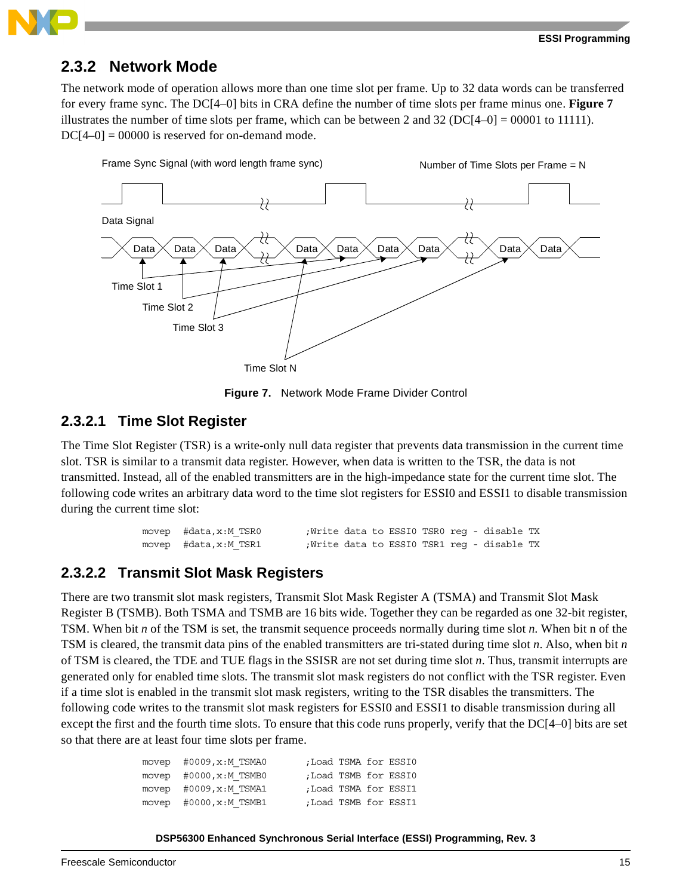## 2.3.2 Network Mode

The network mode of operation allows more than one time slot per frame. Up to 32 data words can be transferred for every frame sync. The DC[4–0] bits in CRA define the number of time slots per frame minus one. **Figure 7** illustrates the number of time slots per frame, which can be between 2 and 32 (DC[4–0] = 00001 to 11111). DC[4–0] = 00000 is reserved for on-demand mode.

**Figure 7.** Network Mode Frame Divider Control

### 2.3.2.1 Time Slot Register

The Time Slot Register (TSR) is a write-only null data register that prevents data transmission in the current time slot. TSR is similar to a transmit data register. However, when data is written to the TSR, the data is not transmitted. Instead, all of the enabled transmitters are in the high-impedance state for the current time slot. The following code writes an arbitrary data word to the time slot registers for ESSI0 and ESSI1 to disable transmission during the current time slot:

```
movep   #data,x:M_TSR0         ;Write data to ESSI0 TSR0 reg - disable TX
movep   #data,x:M_TSR1         ;Write data to ESSI0 TSR1 reg - disable TX
```

### 2.3.2.2 Transmit Slot Mask Registers

There are two transmit slot mask registers, Transmit Slot Mask Register A (TSMA) and Transmit Slot Mask Register B (TSMB). Both TSMA and TSMB are 16 bits wide. Together they can be regarded as one 32-bit register, TSM. When bit *n* of the TSM is set, the transmit sequence proceeds normally during time slot *n*. When bit n of the TSM is cleared, the transmit data pins of the enabled transmitters are tri-stated during time slot *n*. Also, when bit *n* of TSM is cleared, the TDE and TUE flags in the SSISR are not set during time slot *n*. Thus, transmit interrupts are generated only for enabled time slots. The transmit slot mask registers do not conflict with the TSR register. Even if a time slot is enabled in the transmit slot mask registers, writing to the TSR disables the transmitters. The following code writes to the transmit slot mask registers for ESSI0 and ESSI1 to disable transmission during all except the first and the fourth time slots. To ensure that this code runs properly, verify that the DC[4–0] bits are set so that there are at least four time slots per frame.

```
movep   #0009,x:M_TSMA0        ;Load TSMA for ESSI0
movep   #0000,x:M_TSMB0        ;Load TSMB for ESSI0
movep   #0009,x:M_TSMA1        ;Load TSMA for ESSI1
movep   #0000,x:M_TSMB1        ;Load TSMB for ESSI1
```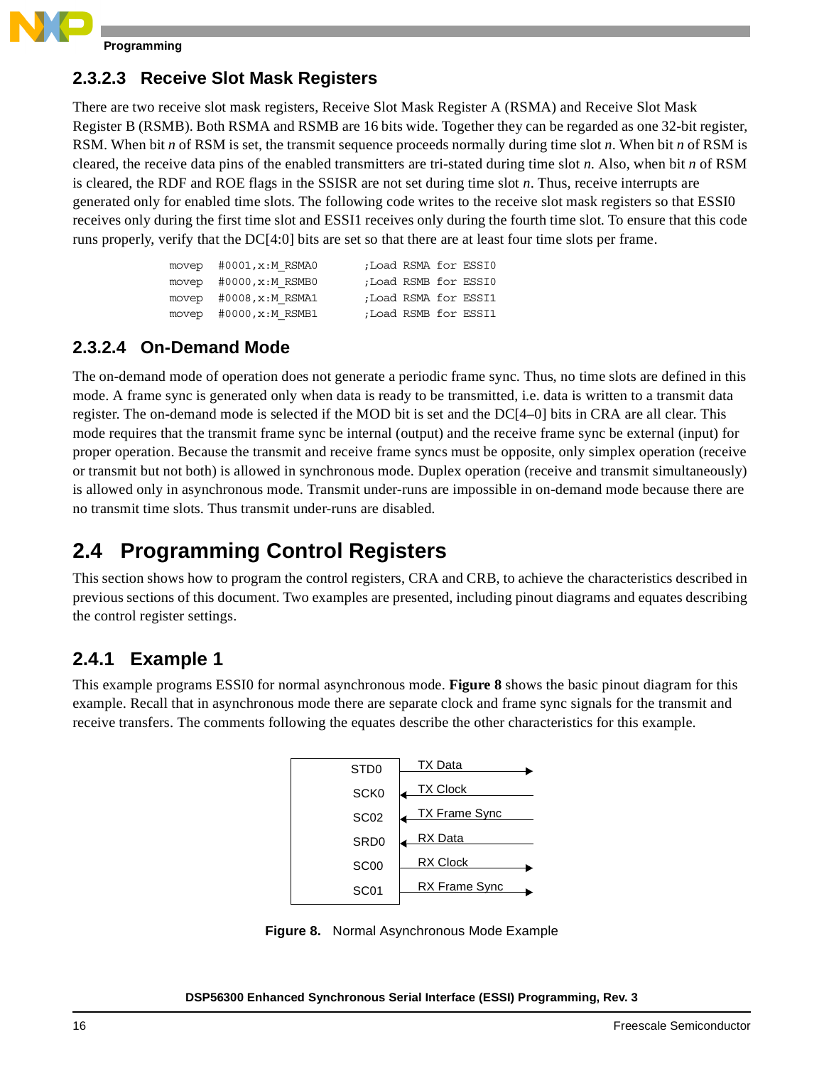### 2.3.2.3 Receive Slot Mask Registers

There are two receive slot mask registers, Receive Slot Mask Register A (RSMA) and Receive Slot Mask Register B (RSMB). Both RSMA and RSMB are 16 bits wide. Together they can be regarded as one 32-bit register, RSM. When bit *n* of RSM is set, the transmit sequence proceeds normally during time slot *n*. When bit *n* of RSM is cleared, the receive data pins of the enabled transmitters are tri-stated during time slot *n.* Also, when bit *n* of RSM is cleared, the RDF and ROE flags in the SSISR are not set during time slot *n*. Thus, receive interrupts are generated only for enabled time slots. The following code writes to the receive slot mask registers so that ESSI0 receives only during the first time slot and ESSI1 receives only during the fourth time slot. To ensure that this code runs properly, verify that the DC[4:0] bits are set so that there are at least four time slots per frame.

```
movep   #0001,x:M_RSMA0        ;Load RSMA for ESSI0
movep   #0000,x:M_RSMB0        ;Load RSMB for ESSI0
movep   #0008,x:M_RSMA1        ;Load RSMA for ESSI1
movep   #0000,x:M_RSMB1        ;Load RSMB for ESSI1
```

### 2.3.2.4 On-Demand Mode

The on-demand mode of operation does not generate a periodic frame sync. Thus, no time slots are defined in this mode. A frame sync is generated only when data is ready to be transmitted, i.e. data is written to a transmit data register. The on-demand mode is selected if the MOD bit is set and the DC[4–0] bits in CRA are all clear. This mode requires that the transmit frame sync be internal (output) and the receive frame sync be external (input) for proper operation. Because the transmit and receive frame syncs must be opposite, only simplex operation (receive or transmit but not both) is allowed in synchronous mode. Duplex operation (receive and transmit simultaneously) is allowed only in asynchronous mode. Transmit under-runs are impossible in on-demand mode because there are no transmit time slots. Thus transmit under-runs are disabled.

## 2.4 Programming Control Registers

This section shows how to program the control registers, CRA and CRB, to achieve the characteristics described in previous sections of this document. Two examples are presented, including pinout diagrams and equates describing the control register settings.

### 2.4.1 Example 1

This example programs ESSI0 for normal asynchronous mode. **Figure 8** shows the basic pinout diagram for this example. Recall that in asynchronous mode there are separate clock and frame sync signals for the transmit and receive transfers. The comments following the equates describe the other characteristics for this example.

| Pin | Signal | Direction |
|---|---|---|
| STD0 | TX Data | Output |
| SCK0 | TX Clock | Input |
| SC02 | TX Frame Sync | Input |
| SRD0 | RX Data | Input |
| SC00 | RX Clock | Output |
| SC01 | RX Frame Sync | Output |

**Figure 8.** Normal Asynchronous Mode Example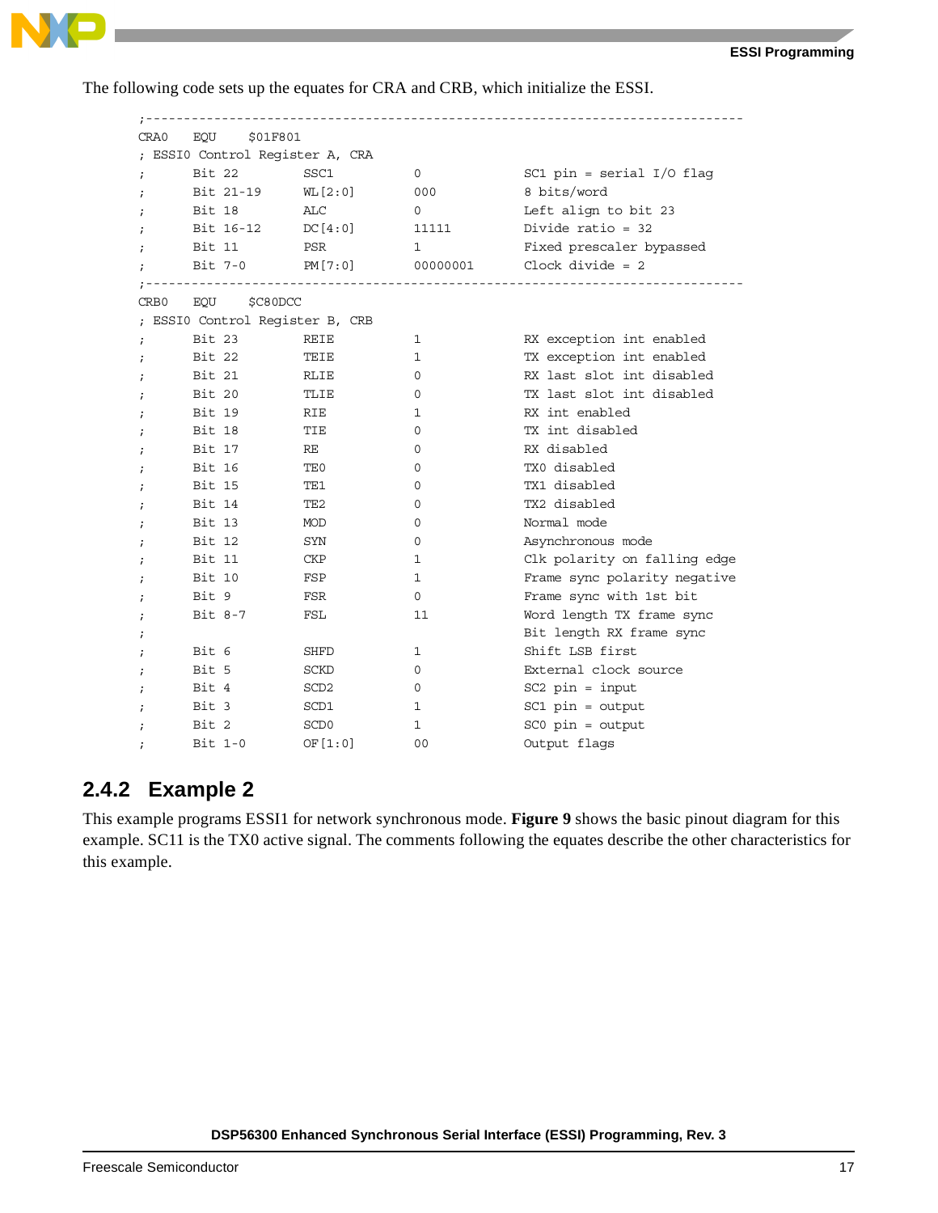The following code sets up the equates for CRA and CRB, which initialize the ESSI.

```
;-----------------------------------------------------------------------------
CRA0    EQU     $01F801
; ESSI0 Control Register A, CRA
;       Bit 22          SSC1            0               SC1 pin = serial I/O flag
;       Bit 21-19       WL[2:0]         000             8 bits/word
;       Bit 18          ALC             0               Left align to bit 23
;       Bit 16-12       DC[4:0]         11111           Divide ratio = 32
;       Bit 11          PSR             1               Fixed prescaler bypassed
;       Bit 7-0         PM[7:0]         00000001        Clock divide = 2
;-----------------------------------------------------------------------------
CRB0    EQU     $C80DCC
; ESSI0 Control Register B, CRB
;       Bit 23          REIE            1               RX exception int enabled
;       Bit 22          TEIE            1               TX exception int enabled
;       Bit 21          RLIE            0               RX last slot int disabled
;       Bit 20          TLIE            0               TX last slot int disabled
;       Bit 19          RIE             1               RX int enabled
;       Bit 18          TIE             0               TX int disabled
;       Bit 17          RE              0               RX disabled
;       Bit 16          TE0             0               TX0 disabled
;       Bit 15          TE1             0               TX1 disabled
;       Bit 14          TE2             0               TX2 disabled
;       Bit 13          MOD             0               Normal mode
;       Bit 12          SYN             0               Asynchronous mode
;       Bit 11          CKP             1               Clk polarity on falling edge
;       Bit 10          FSP             1               Frame sync polarity negative
;       Bit 9           FSR             0               Frame sync with 1st bit
;       Bit 8-7         FSL             11              Word length TX frame sync
;                                                       Bit length RX frame sync
;       Bit 6           SHFD            1               Shift LSB first
;       Bit 5           SCKD            0               External clock source
;       Bit 4           SCD2            0               SC2 pin = input
;       Bit 3           SCD1            1               SC1 pin = output
;       Bit 2           SCD0            1               SC0 pin = output
;       Bit 1-0         OF[1:0]         00              Output flags
```

## 2.4.2 Example 2

This example programs ESSI1 for network synchronous mode. **Figure 9** shows the basic pinout diagram for this example. SC11 is the TX0 active signal. The comments following the equates describe the other characteristics for this example.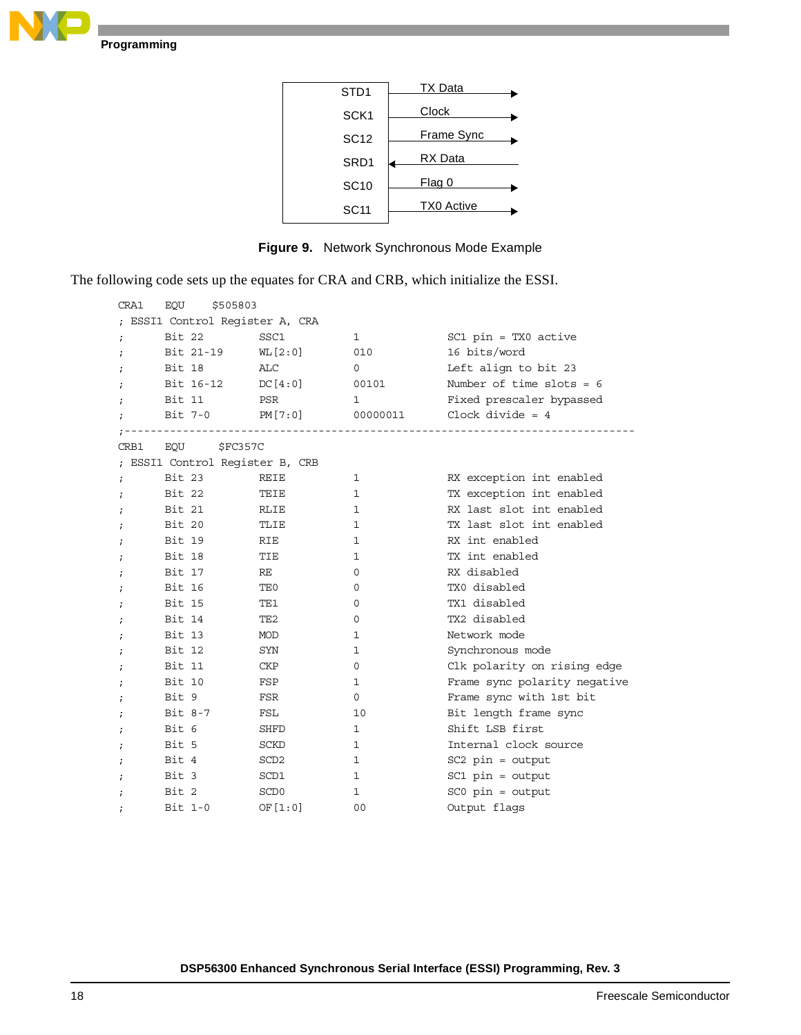| STD1 | TX Data → |
|---|---|
| SCK1 | Clock → |
| SC12 | Frame Sync → |
| SRD1 | ← RX Data |
| SC10 | Flag 0 → |
| SC11 | TX0 Active → |

**Figure 9.** Network Synchronous Mode Example

The following code sets up the equates for CRA and CRB, which initialize the ESSI.

```
CRA1    EQU     $505803
; ESSI1 Control Register A, CRA
;       Bit 22        SSC1         1             SC1 pin = TX0 active
;       Bit 21-19     WL[2:0]      010           16 bits/word
;       Bit 18        ALC          0             Left align to bit 23
;       Bit 16-12     DC[4:0]      00101         Number of time slots = 6
;       Bit 11        PSR          1             Fixed prescaler bypassed
;       Bit 7-0       PM[7:0]      00000011      Clock divide = 4
;-------------------------------------------------------------------------------
CRB1    EQU     $FC357C
; ESSI1 Control Register B, CRB
;       Bit 23        REIE         1             RX exception int enabled
;       Bit 22        TEIE         1             TX exception int enabled
;       Bit 21        RLIE         1             RX last slot int enabled
;       Bit 20        TLIE         1             TX last slot int enabled
;       Bit 19        RIE          1             RX int enabled
;       Bit 18        TIE          1             TX int enabled
;       Bit 17        RE           0             RX disabled
;       Bit 16        TE0          0             TX0 disabled
;       Bit 15        TE1          0             TX1 disabled
;       Bit 14        TE2          0             TX2 disabled
;       Bit 13        MOD          1             Network mode
;       Bit 12        SYN          1             Synchronous mode
;       Bit 11        CKP          0             Clk polarity on rising edge
;       Bit 10        FSP          1             Frame sync polarity negative
;       Bit 9         FSR          0             Frame sync with 1st bit
;       Bit 8-7       FSL          10            Bit length frame sync
;       Bit 6         SHFD         1             Shift LSB first
;       Bit 5         SCKD         1             Internal clock source
;       Bit 4         SCD2         1             SC2 pin = output
;       Bit 3         SCD1         1             SC1 pin = output
;       Bit 2         SCD0         1             SC0 pin = output
;       Bit 1-0       OF[1:0]      00            Output flags
```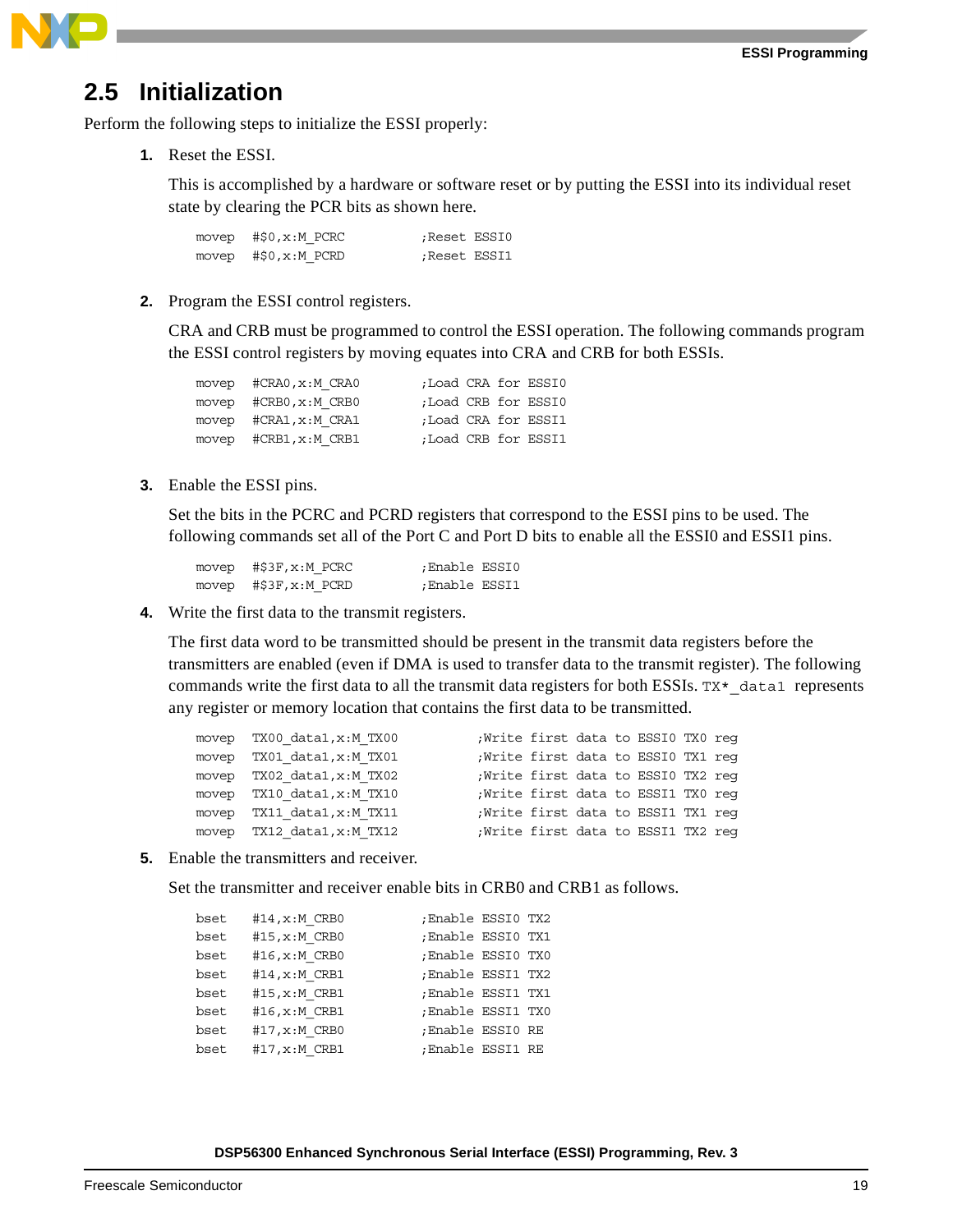## 2.5 Initialization

Perform the following steps to initialize the ESSI properly:

1. Reset the ESSI.

   This is accomplished by a hardware or software reset or by putting the ESSI into its individual reset state by clearing the PCR bits as shown here.

   ```
   movep   #$0,x:M_PCRC          ;Reset ESSI0
   movep   #$0,x:M_PCRD          ;Reset ESSI1
   ```

2. Program the ESSI control registers.

   CRA and CRB must be programmed to control the ESSI operation. The following commands program the ESSI control registers by moving equates into CRA and CRB for both ESSIs.

   ```
   movep   #CRA0,x:M_CRA0        ;Load CRA for ESSI0
   movep   #CRB0,x:M_CRB0        ;Load CRB for ESSI0
   movep   #CRA1,x:M_CRA1        ;Load CRA for ESSI1
   movep   #CRB1,x:M_CRB1        ;Load CRB for ESSI1
   ```

3. Enable the ESSI pins.

   Set the bits in the PCRC and PCRD registers that correspond to the ESSI pins to be used. The following commands set all of the Port C and Port D bits to enable all the ESSI0 and ESSI1 pins.

   ```
   movep   #$3F,x:M_PCRC         ;Enable ESSI0
   movep   #$3F,x:M_PCRD         ;Enable ESSI1
   ```

4. Write the first data to the transmit registers.

   The first data word to be transmitted should be present in the transmit data registers before the transmitters are enabled (even if DMA is used to transfer data to the transmit register). The following commands write the first data to all the transmit data registers for both ESSIs. `TX*_data1` represents any register or memory location that contains the first data to be transmitted.

   ```
   movep   TX00_data1,x:M_TX00         ;Write first data to ESSI0 TX0 reg
   movep   TX01_data1,x:M_TX01         ;Write first data to ESSI0 TX1 reg
   movep   TX02_data1,x:M_TX02         ;Write first data to ESSI0 TX2 reg
   movep   TX10_data1,x:M_TX10         ;Write first data to ESSI1 TX0 reg
   movep   TX11_data1,x:M_TX11         ;Write first data to ESSI1 TX1 reg
   movep   TX12_data1,x:M_TX12         ;Write first data to ESSI1 TX2 reg
   ```

5. Enable the transmitters and receiver.

   Set the transmitter and receiver enable bits in CRB0 and CRB1 as follows.

   ```
   bset    #14,x:M_CRB0          ;Enable ESSI0 TX2
   bset    #15,x:M_CRB0          ;Enable ESSI0 TX1
   bset    #16,x:M_CRB0          ;Enable ESSI0 TX0
   bset    #14,x:M_CRB1          ;Enable ESSI1 TX2
   bset    #15,x:M_CRB1          ;Enable ESSI1 TX1
   bset    #16,x:M_CRB1          ;Enable ESSI1 TX0
   bset    #17,x:M_CRB0          ;Enable ESSI0 RE
   bset    #17,x:M_CRB1          ;Enable ESSI1 RE
   ```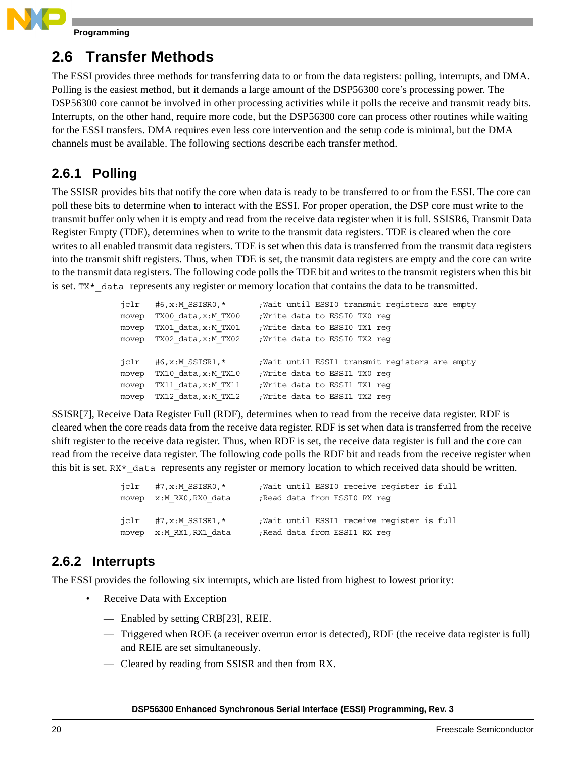## 2.6 Transfer Methods

The ESSI provides three methods for transferring data to or from the data registers: polling, interrupts, and DMA. Polling is the easiest method, but it demands a large amount of the DSP56300 core's processing power. The DSP56300 core cannot be involved in other processing activities while it polls the receive and transmit ready bits. Interrupts, on the other hand, require more code, but the DSP56300 core can process other routines while waiting for the ESSI transfers. DMA requires even less core intervention and the setup code is minimal, but the DMA channels must be available. The following sections describe each transfer method.

### 2.6.1 Polling

The SSISR provides bits that notify the core when data is ready to be transferred to or from the ESSI. The core can poll these bits to determine when to interact with the ESSI. For proper operation, the DSP core must write to the transmit buffer only when it is empty and read from the receive data register when it is full. SSISR6, Transmit Data Register Empty (TDE), determines when to write to the transmit data registers. TDE is cleared when the core writes to all enabled transmit data registers. TDE is set when this data is transferred from the transmit data registers into the transmit shift registers. Thus, when TDE is set, the transmit data registers are empty and the core can write to the transmit data registers. The following code polls the TDE bit and writes to the transmit registers when this bit is set. `TX*_data` represents any register or memory location that contains the data to be transmitted.

```
jclr    #6,x:M_SSISR0,*       ;Wait until ESSI0 transmit registers are empty
movep   TX00_data,x:M_TX00    ;Write data to ESSI0 TX0 reg
movep   TX01_data,x:M_TX01    ;Write data to ESSI0 TX1 reg
movep   TX02_data,x:M_TX02    ;Write data to ESSI0 TX2 reg

jclr    #6,x:M_SSISR1,*       ;Wait until ESSI1 transmit registers are empty
movep   TX10_data,x:M_TX10    ;Write data to ESSI1 TX0 reg
movep   TX11_data,x:M_TX11    ;Write data to ESSI1 TX1 reg
movep   TX12_data,x:M_TX12    ;Write data to ESSI1 TX2 reg
```

SSISR[7], Receive Data Register Full (RDF), determines when to read from the receive data register. RDF is cleared when the core reads data from the receive data register. RDF is set when data is transferred from the receive shift register to the receive data register. Thus, when RDF is set, the receive data register is full and the core can read from the receive data register. The following code polls the RDF bit and reads from the receive register when this bit is set. `RX*_data` represents any register or memory location to which received data should be written.

```
jclr    #7,x:M_SSISR0,*       ;Wait until ESSI0 receive register is full
movep   x:M_RX0,RX0_data      ;Read data from ESSI0 RX reg

jclr    #7,x:M_SSISR1,*       ;Wait until ESSI1 receive register is full
movep   x:M_RX1,RX1_data      ;Read data from ESSI1 RX reg
```

### 2.6.2 Interrupts

The ESSI provides the following six interrupts, which are listed from highest to lowest priority:

- Receive Data with Exception
  - Enabled by setting CRB[23], REIE.
  - Triggered when ROE (a receiver overrun error is detected), RDF (the receive data register is full) and REIE are set simultaneously.
  - Cleared by reading from SSISR and then from RX.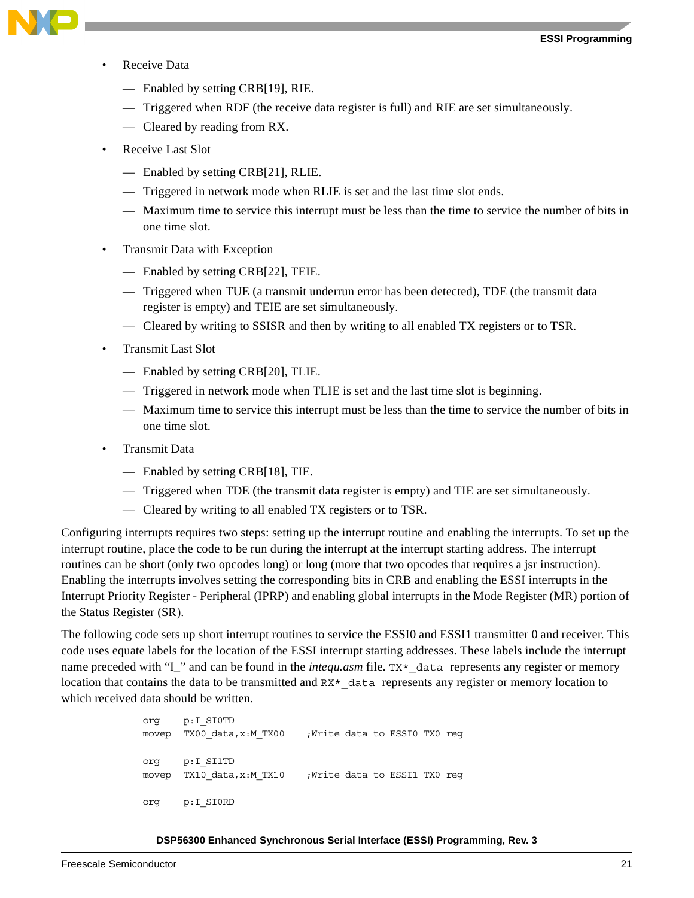- Receive Data
  - Enabled by setting CRB[19], RIE.
  - Triggered when RDF (the receive data register is full) and RIE are set simultaneously.
  - Cleared by reading from RX.
- Receive Last Slot
  - Enabled by setting CRB[21], RLIE.
  - Triggered in network mode when RLIE is set and the last time slot ends.
  - Maximum time to service this interrupt must be less than the time to service the number of bits in one time slot.
- Transmit Data with Exception
  - Enabled by setting CRB[22], TEIE.
  - Triggered when TUE (a transmit underrun error has been detected), TDE (the transmit data register is empty) and TEIE are set simultaneously.
  - Cleared by writing to SSISR and then by writing to all enabled TX registers or to TSR.
- Transmit Last Slot
  - Enabled by setting CRB[20], TLIE.
  - Triggered in network mode when TLIE is set and the last time slot is beginning.
  - Maximum time to service this interrupt must be less than the time to service the number of bits in one time slot.
- Transmit Data
  - Enabled by setting CRB[18], TIE.
  - Triggered when TDE (the transmit data register is empty) and TIE are set simultaneously.
  - Cleared by writing to all enabled TX registers or to TSR.

Configuring interrupts requires two steps: setting up the interrupt routine and enabling the interrupts. To set up the interrupt routine, place the code to be run during the interrupt at the interrupt starting address. The interrupt routines can be short (only two opcodes long) or long (more that two opcodes that requires a jsr instruction). Enabling the interrupts involves setting the corresponding bits in CRB and enabling the ESSI interrupts in the Interrupt Priority Register - Peripheral (IPRP) and enabling global interrupts in the Mode Register (MR) portion of the Status Register (SR).

The following code sets up short interrupt routines to service the ESSI0 and ESSI1 transmitter 0 and receiver. This code uses equate labels for the location of the ESSI interrupt starting addresses. These labels include the interrupt name preceded with "I_" and can be found in the *intequ.asm* file. `TX*_data` represents any register or memory location that contains the data to be transmitted and `RX*_data` represents any register or memory location to which received data should be written.

```
org     p:I_SI0TD
movep   TX00_data,x:M_TX00     ;Write data to ESSI0 TX0 reg

org     p:I_SI1TD
movep   TX10_data,x:M_TX10     ;Write data to ESSI1 TX0 reg

org     p:I_SI0RD
```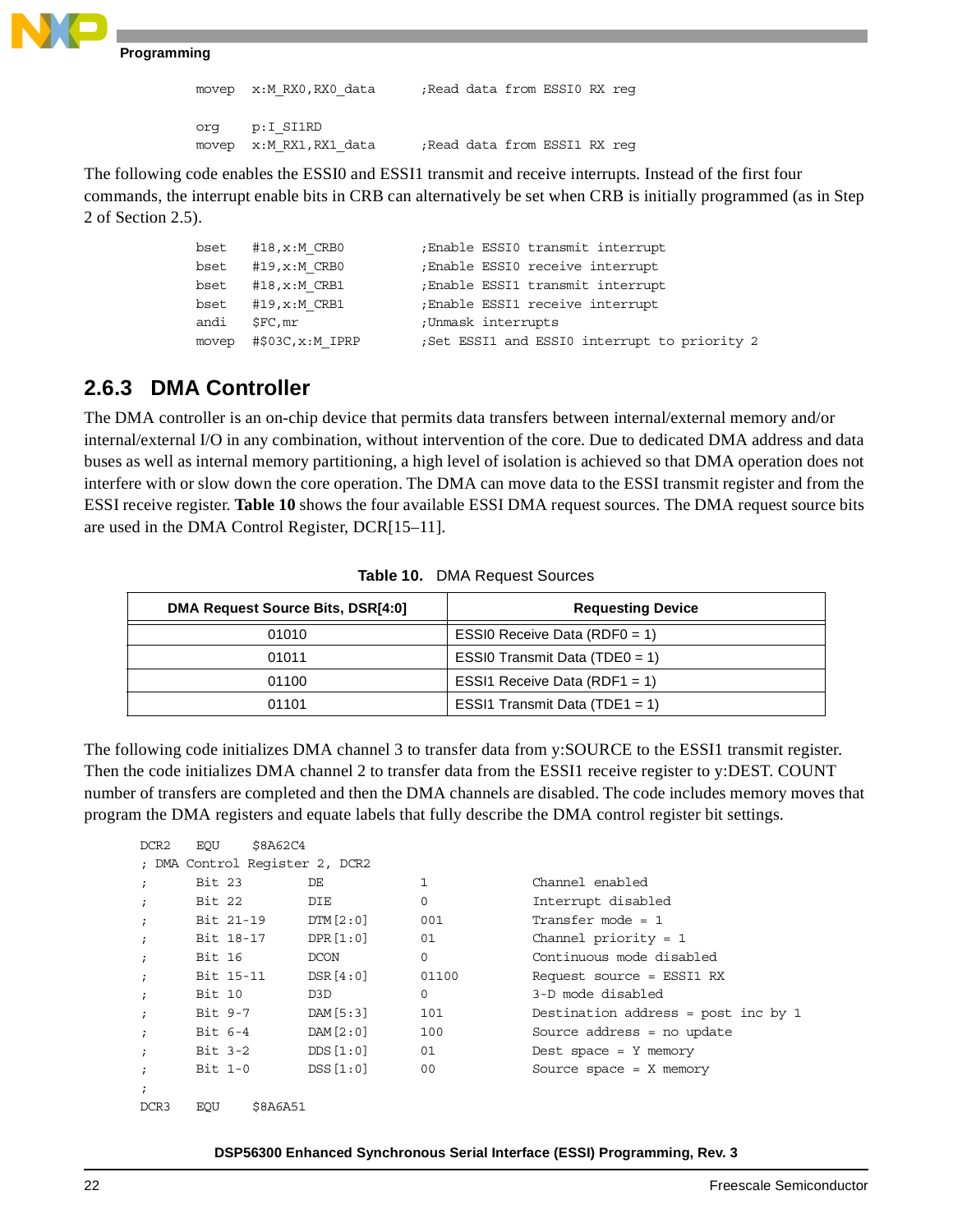```
        movep   x:M_RX0,RX0_data        ;Read data from ESSI0 RX reg

        org     p:I_SI1RD
        movep   x:M_RX1,RX1_data        ;Read data from ESSI1 RX reg
```

The following code enables the ESSI0 and ESSI1 transmit and receive interrupts. Instead of the first four commands, the interrupt enable bits in CRB can alternatively be set when CRB is initially programmed (as in Step 2 of Section 2.5).

```
        bset    #18,x:M_CRB0            ;Enable ESSI0 transmit interrupt
        bset    #19,x:M_CRB0            ;Enable ESSI0 receive interrupt
        bset    #18,x:M_CRB1            ;Enable ESSI1 transmit interrupt
        bset    #19,x:M_CRB1            ;Enable ESSI1 receive interrupt
        andi    $FC,mr                  ;Unmask interrupts
        movep   #$03C,x:M_IPRP          ;Set ESSI1 and ESSI0 interrupt to priority 2
```

### 2.6.3 DMA Controller

The DMA controller is an on-chip device that permits data transfers between internal/external memory and/or internal/external I/O in any combination, without intervention of the core. Due to dedicated DMA address and data buses as well as internal memory partitioning, a high level of isolation is achieved so that DMA operation does not interfere with or slow down the core operation. The DMA can move data to the ESSI transmit register and from the ESSI receive register. **Table 10** shows the four available ESSI DMA request sources. The DMA request source bits are used in the DMA Control Register, DCR[15–11].

**Table 10.** DMA Request Sources

| DMA Request Source Bits, DSR[4:0] | Requesting Device |
|---|---|
| 01010 | ESSI0 Receive Data (RDF0 = 1) |
| 01011 | ESSI0 Transmit Data (TDE0 = 1) |
| 01100 | ESSI1 Receive Data (RDF1 = 1) |
| 01101 | ESSI1 Transmit Data (TDE1 = 1) |

The following code initializes DMA channel 3 to transfer data from y:SOURCE to the ESSI1 transmit register. Then the code initializes DMA channel 2 to transfer data from the ESSI1 receive register to y:DEST. COUNT number of transfers are completed and then the DMA channels are disabled. The code includes memory moves that program the DMA registers and equate labels that fully describe the DMA control register bit settings.

```
DCR2    EQU     $8A62C4
; DMA Control Register 2, DCR2
;       Bit 23          DE              1               Channel enabled
;       Bit 22          DIE             0               Interrupt disabled
;       Bit 21-19       DTM[2:0]        001             Transfer mode = 1
;       Bit 18-17       DPR[1:0]        01              Channel priority = 1
;       Bit 16          DCON            0               Continuous mode disabled
;       Bit 15-11       DSR[4:0]        01100           Request source = ESSI1 RX
;       Bit 10          D3D             0               3-D mode disabled
;       Bit 9-7         DAM[5:3]        101             Destination address = post inc by 1
;       Bit 6-4         DAM[2:0]        100             Source address = no update
;       Bit 3-2         DDS[1:0]        01              Dest space = Y memory
;       Bit 1-0         DSS[1:0]        00              Source space = X memory
;
DCR3    EQU     $8A6A51
```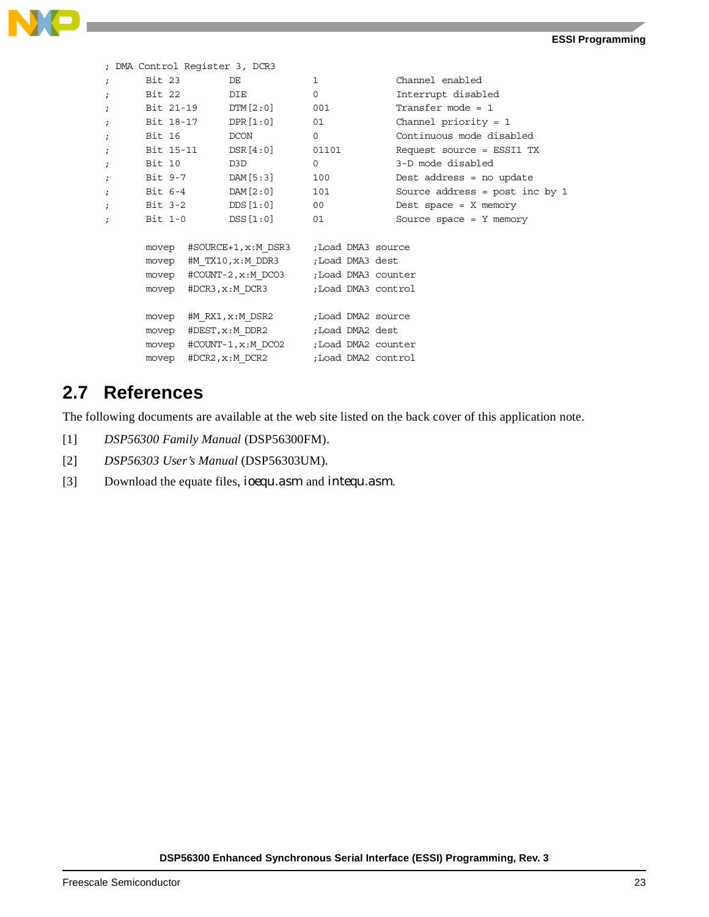```
; DMA Control Register 3, DCR3
;       Bit 23          DE              1               Channel enabled
;       Bit 22          DIE             0               Interrupt disabled
;       Bit 21-19       DTM[2:0]        001             Transfer mode = 1
;       Bit 18-17       DPR[1:0]        01              Channel priority = 1
;       Bit 16          DCON            0               Continuous mode disabled
;       Bit 15-11       DSR[4:0]        01101           Request source = ESSI1 TX
;       Bit 10          D3D             0               3-D mode disabled
;       Bit 9-7         DAM[5:3]        100             Dest address = no update
;       Bit 6-4         DAM[2:0]        101             Source address = post inc by 1
;       Bit 3-2         DDS[1:0]        00              Dest space = X memory
;       Bit 1-0         DSS[1:0]        01              Source space = Y memory

        movep   #SOURCE+1,x:M_DSR3      ;Load DMA3 source
        movep   #M_TX10,x:M_DDR3        ;Load DMA3 dest
        movep   #COUNT-2,x:M_DCO3       ;Load DMA3 counter
        movep   #DCR3,x:M_DCR3          ;Load DMA3 control

        movep   #M_RX1,x:M_DSR2         ;Load DMA2 source
        movep   #DEST,x:M_DDR2          ;Load DMA2 dest
        movep   #COUNT-1,x:M_DCO2       ;Load DMA2 counter
        movep   #DCR2,x:M_DCR2          ;Load DMA2 control
```

## 2.7 References

The following documents are available at the web site listed on the back cover of this application note.

[1] *DSP56300 Family Manual* (DSP56300FM).

[2] *DSP56303 User's Manual* (DSP56303UM).

[3] Download the equate files, `ioequ.asm` and `intequ.asm`.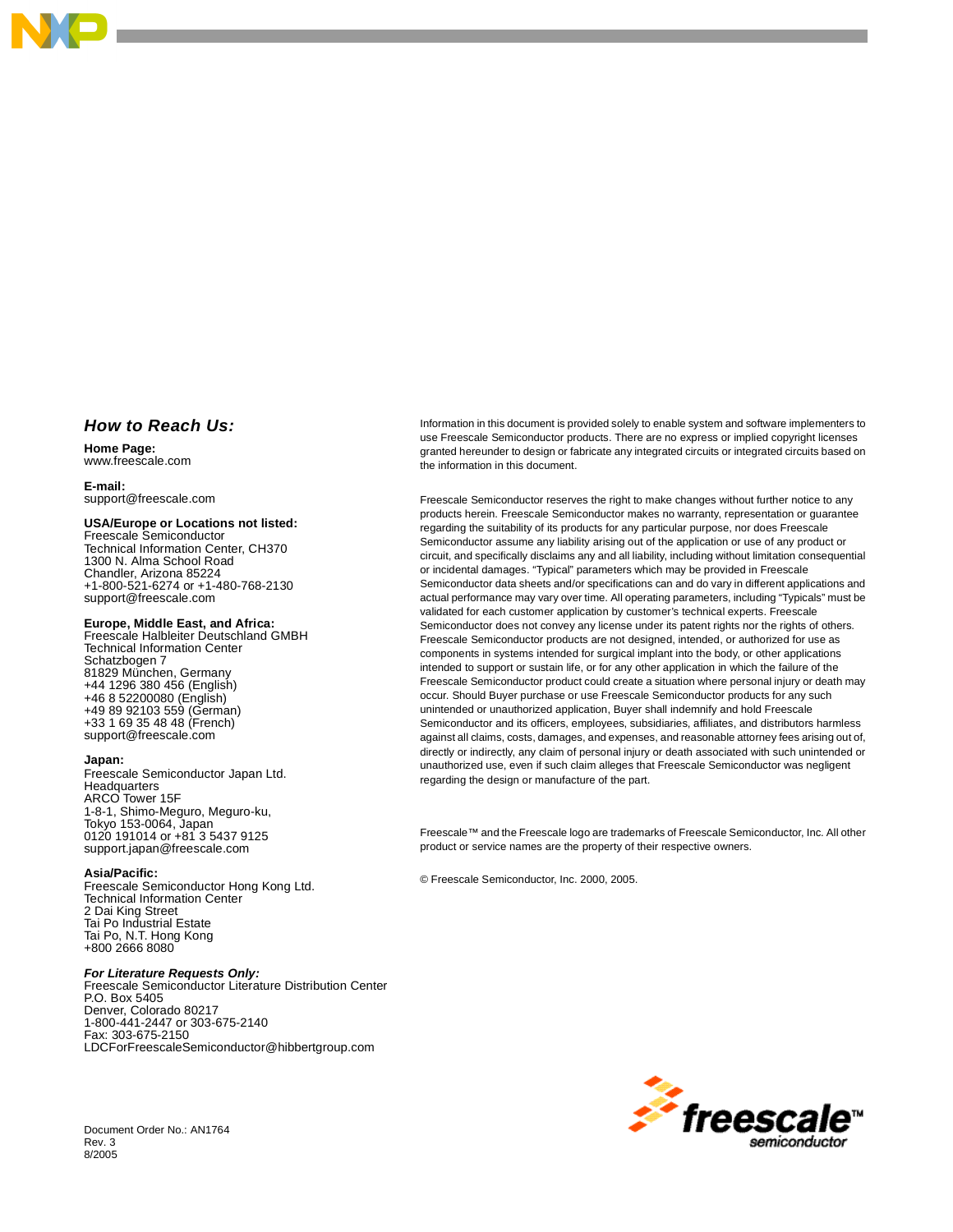## *How to Reach Us:*

**Home Page:**
www.freescale.com

**E-mail:**
support@freescale.com

**USA/Europe or Locations not listed:**
Freescale Semiconductor
Technical Information Center, CH370
1300 N. Alma School Road
Chandler, Arizona 85224
+1-800-521-6274 or +1-480-768-2130
support@freescale.com

**Europe, Middle East, and Africa:**
Freescale Halbleiter Deutschland GMBH
Technical Information Center
Schatzbogen 7
81829 München, Germany
+44 1296 380 456 (English)
+46 8 52200080 (English)
+49 89 92103 559 (German)
+33 1 69 35 48 48 (French)
support@freescale.com

**Japan:**
Freescale Semiconductor Japan Ltd.
Headquarters
ARCO Tower 15F
1-8-1, Shimo-Meguro, Meguro-ku,
Tokyo 153-0064, Japan
0120 191014 or +81 3 5437 9125
support.japan@freescale.com

**Asia/Pacific:**
Freescale Semiconductor Hong Kong Ltd.
Technical Information Center
2 Dai King Street
Tai Po Industrial Estate
Tai Po, N.T. Hong Kong
+800 2666 8080

***For Literature Requests Only:***
Freescale Semiconductor Literature Distribution Center
P.O. Box 5405
Denver, Colorado 80217
1-800-441-2447 or 303-675-2140
Fax: 303-675-2150
LDCForFreescaleSemiconductor@hibbertgroup.com

Information in this document is provided solely to enable system and software implementers to use Freescale Semiconductor products. There are no express or implied copyright licenses granted hereunder to design or fabricate any integrated circuits or integrated circuits based on the information in this document.

Freescale Semiconductor reserves the right to make changes without further notice to any products herein. Freescale Semiconductor makes no warranty, representation or guarantee regarding the suitability of its products for any particular purpose, nor does Freescale Semiconductor assume any liability arising out of the application or use of any product or circuit, and specifically disclaims any and all liability, including without limitation consequential or incidental damages. “Typical” parameters which may be provided in Freescale Semiconductor data sheets and/or specifications can and do vary in different applications and actual performance may vary over time. All operating parameters, including “Typicals” must be validated for each customer application by customer’s technical experts. Freescale Semiconductor does not convey any license under its patent rights nor the rights of others. Freescale Semiconductor products are not designed, intended, or authorized for use as components in systems intended for surgical implant into the body, or other applications intended to support or sustain life, or for any other application in which the failure of the Freescale Semiconductor product could create a situation where personal injury or death may occur. Should Buyer purchase or use Freescale Semiconductor products for any such unintended or unauthorized application, Buyer shall indemnify and hold Freescale Semiconductor and its officers, employees, subsidiaries, affiliates, and distributors harmless against all claims, costs, damages, and expenses, and reasonable attorney fees arising out of, directly or indirectly, any claim of personal injury or death associated with such unintended or unauthorized use, even if such claim alleges that Freescale Semiconductor was negligent regarding the design or manufacture of the part.

Freescale™ and the Freescale logo are trademarks of Freescale Semiconductor, Inc. All other product or service names are the property of their respective owners.

© Freescale Semiconductor, Inc. 2000, 2005.

Document Order No.: AN1764
Rev. 3
8/2005